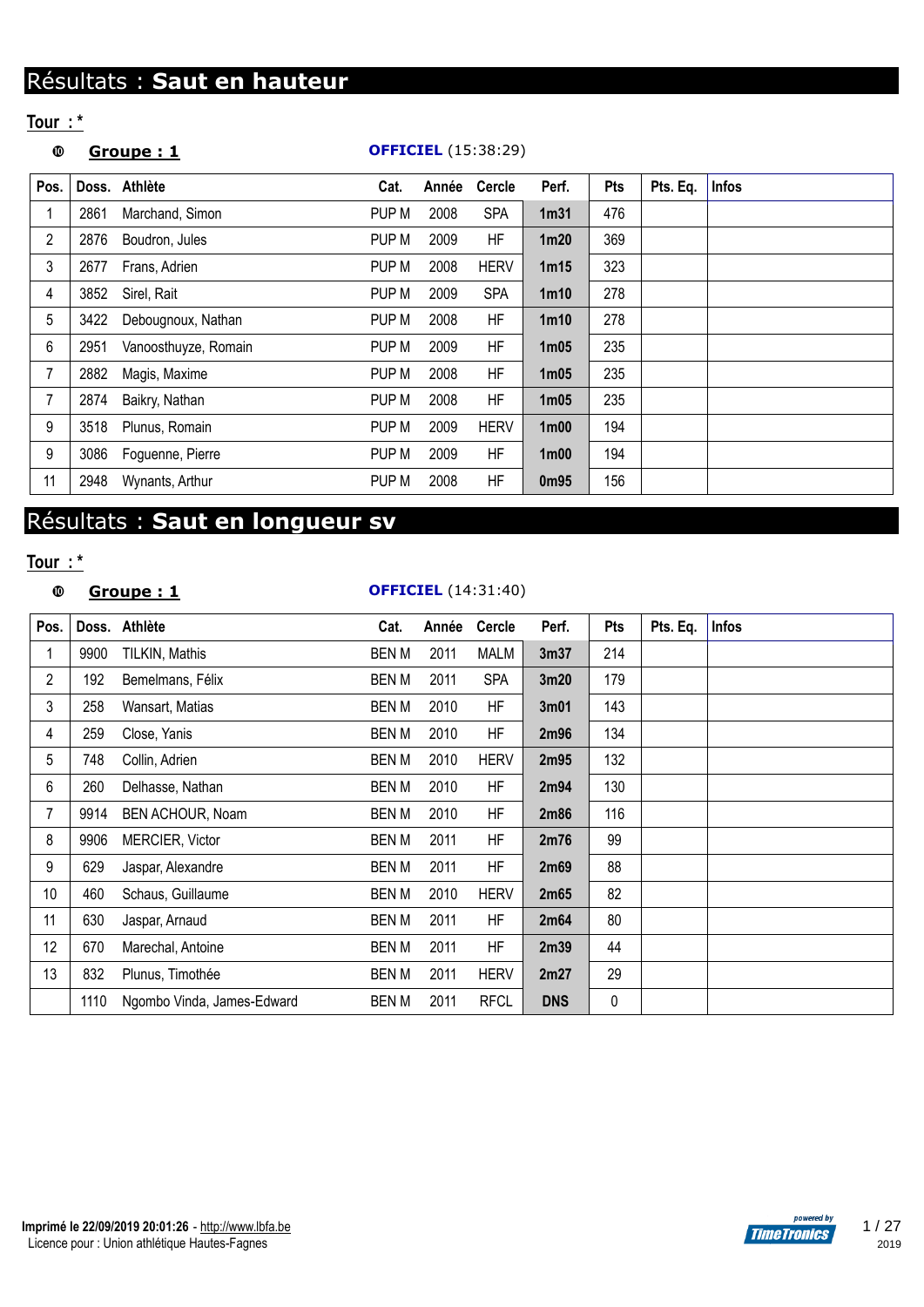# Résultats : Saut en hauteur

**Tour : ***

⑩ **Groupe : 1** **OFFICIEL** (15:38:29)

| Pos. | Doss. | Athlète | Cat. | Année | Cercle | Perf. | Pts | Pts. Eq. | Infos |
|---|---|---|---|---|---|---|---|---|---|
| 1 | 2861 | Marchand, Simon | PUP M | 2008 | SPA | 1m31 | 476 | | |
| 2 | 2876 | Boudron, Jules | PUP M | 2009 | HF | 1m20 | 369 | | |
| 3 | 2677 | Frans, Adrien | PUP M | 2008 | HERV | 1m15 | 323 | | |
| 4 | 3852 | Sirel, Rait | PUP M | 2009 | SPA | 1m10 | 278 | | |
| 5 | 3422 | Debougnoux, Nathan | PUP M | 2008 | HF | 1m10 | 278 | | |
| 6 | 2951 | Vanoosthuyze, Romain | PUP M | 2009 | HF | 1m05 | 235 | | |
| 7 | 2882 | Magis, Maxime | PUP M | 2008 | HF | 1m05 | 235 | | |
| 7 | 2874 | Baikry, Nathan | PUP M | 2008 | HF | 1m05 | 235 | | |
| 9 | 3518 | Plunus, Romain | PUP M | 2009 | HERV | 1m00 | 194 | | |
| 9 | 3086 | Foguenne, Pierre | PUP M | 2009 | HF | 1m00 | 194 | | |
| 11 | 2948 | Wynants, Arthur | PUP M | 2008 | HF | 0m95 | 156 | | |

# Résultats : Saut en longueur sv

**Tour : ***

⑩ **Groupe : 1** **OFFICIEL** (14:31:40)

| Pos. | Doss. | Athlète | Cat. | Année | Cercle | Perf. | Pts | Pts. Eq. | Infos |
|---|---|---|---|---|---|---|---|---|---|
| 1 | 9900 | TILKIN, Mathis | BEN M | 2011 | MALM | 3m37 | 214 | | |
| 2 | 192 | Bemelmans, Félix | BEN M | 2011 | SPA | 3m20 | 179 | | |
| 3 | 258 | Wansart, Matias | BEN M | 2010 | HF | 3m01 | 143 | | |
| 4 | 259 | Close, Yanis | BEN M | 2010 | HF | 2m96 | 134 | | |
| 5 | 748 | Collin, Adrien | BEN M | 2010 | HERV | 2m95 | 132 | | |
| 6 | 260 | Delhasse, Nathan | BEN M | 2010 | HF | 2m94 | 130 | | |
| 7 | 9914 | BEN ACHOUR, Noam | BEN M | 2010 | HF | 2m86 | 116 | | |
| 8 | 9906 | MERCIER, Victor | BEN M | 2011 | HF | 2m76 | 99 | | |
| 9 | 629 | Jaspar, Alexandre | BEN M | 2011 | HF | 2m69 | 88 | | |
| 10 | 460 | Schaus, Guillaume | BEN M | 2010 | HERV | 2m65 | 82 | | |
| 11 | 630 | Jaspar, Arnaud | BEN M | 2011 | HF | 2m64 | 80 | | |
| 12 | 670 | Marechal, Antoine | BEN M | 2011 | HF | 2m39 | 44 | | |
| 13 | 832 | Plunus, Timothée | BEN M | 2011 | HERV | 2m27 | 29 | | |
| | 1110 | Ngombo Vinda, James-Edward | BEN M | 2011 | RFCL | DNS | 0 | | |

**Imprimé le 22/09/2019 20:01:26** - http://www.lbfa.be
Licence pour : Union athlétique Hautes-Fagnes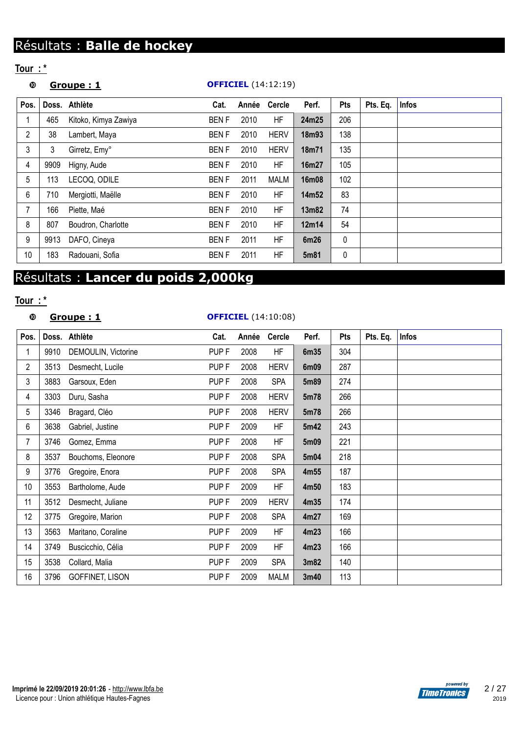# Résultats : **Balle de hockey**

**Tour : ***

⑩ **Groupe : 1** **OFFICIEL** (14:12:19)

| Pos. | Doss. | Athlète | Cat. | Année | Cercle | Perf. | Pts | Pts. Eq. | Infos |
|---|---|---|---|---|---|---|---|---|---|
| 1 | 465 | Kitoko, Kimya Zawiya | BEN F | 2010 | HF | **24m25** | 206 | | |
| 2 | 38 | Lambert, Maya | BEN F | 2010 | HERV | **18m93** | 138 | | |
| 3 | 3 | Girretz, Emy° | BEN F | 2010 | HERV | **18m71** | 135 | | |
| 4 | 9909 | Higny, Aude | BEN F | 2010 | HF | **16m27** | 105 | | |
| 5 | 113 | LECOQ, ODILE | BEN F | 2011 | MALM | **16m08** | 102 | | |
| 6 | 710 | Mergiotti, Maëlle | BEN F | 2010 | HF | **14m52** | 83 | | |
| 7 | 166 | Piette, Maé | BEN F | 2010 | HF | **13m82** | 74 | | |
| 8 | 807 | Boudron, Charlotte | BEN F | 2010 | HF | **12m14** | 54 | | |
| 9 | 9913 | DAFO, Cineya | BEN F | 2011 | HF | **6m26** | 0 | | |
| 10 | 183 | Radouani, Sofia | BEN F | 2011 | HF | **5m81** | 0 | | |

# Résultats : **Lancer du poids 2,000kg**

**Tour : ***

⑩ **Groupe : 1** **OFFICIEL** (14:10:08)

| Pos. | Doss. | Athlète | Cat. | Année | Cercle | Perf. | Pts | Pts. Eq. | Infos |
|---|---|---|---|---|---|---|---|---|---|
| 1 | 9910 | DEMOULIN, Victorine | PUP F | 2008 | HF | **6m35** | 304 | | |
| 2 | 3513 | Desmecht, Lucile | PUP F | 2008 | HERV | **6m09** | 287 | | |
| 3 | 3883 | Garsoux, Eden | PUP F | 2008 | SPA | **5m89** | 274 | | |
| 4 | 3303 | Duru, Sasha | PUP F | 2008 | HERV | **5m78** | 266 | | |
| 5 | 3346 | Bragard, Cléo | PUP F | 2008 | HERV | **5m78** | 266 | | |
| 6 | 3638 | Gabriel, Justine | PUP F | 2009 | HF | **5m42** | 243 | | |
| 7 | 3746 | Gomez, Emma | PUP F | 2008 | HF | **5m09** | 221 | | |
| 8 | 3537 | Bouchoms, Eleonore | PUP F | 2008 | SPA | **5m04** | 218 | | |
| 9 | 3776 | Gregoire, Enora | PUP F | 2008 | SPA | **4m55** | 187 | | |
| 10 | 3553 | Bartholome, Aude | PUP F | 2009 | HF | **4m50** | 183 | | |
| 11 | 3512 | Desmecht, Juliane | PUP F | 2009 | HERV | **4m35** | 174 | | |
| 12 | 3775 | Gregoire, Marion | PUP F | 2008 | SPA | **4m27** | 169 | | |
| 13 | 3563 | Maritano, Coraline | PUP F | 2009 | HF | **4m23** | 166 | | |
| 14 | 3749 | Buscicchio, Célia | PUP F | 2009 | HF | **4m23** | 166 | | |
| 15 | 3538 | Collard, Malia | PUP F | 2009 | SPA | **3m82** | 140 | | |
| 16 | 3796 | GOFFINET, LISON | PUP F | 2009 | MALM | **3m40** | 113 | | |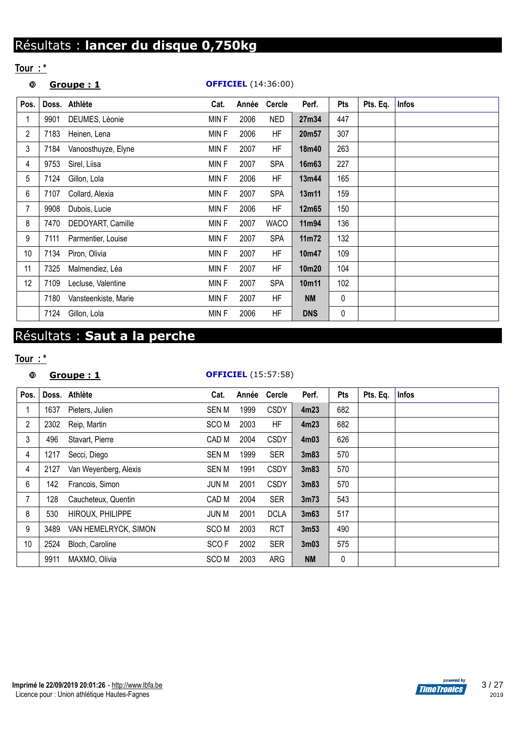# Résultats : **lancer du disque 0,750kg**

**Tour : ***

⓾ **Groupe : 1** **OFFICIEL** (14:36:00)

| Pos. | Doss. | Athlète | Cat. | Année | Cercle | Perf. | Pts | Pts. Eq. | Infos |
|---|---|---|---|---|---|---|---|---|---|
| 1 | 9901 | DEUMES, Léonie | MIN F | 2006 | NED | **27m34** | 447 | | |
| 2 | 7183 | Heinen, Lena | MIN F | 2006 | HF | **20m57** | 307 | | |
| 3 | 7184 | Vanoosthuyze, Elyne | MIN F | 2007 | HF | **18m40** | 263 | | |
| 4 | 9753 | Sirel, Liisa | MIN F | 2007 | SPA | **16m63** | 227 | | |
| 5 | 7124 | Gillon, Lola | MIN F | 2006 | HF | **13m44** | 165 | | |
| 6 | 7107 | Collard, Alexia | MIN F | 2007 | SPA | **13m11** | 159 | | |
| 7 | 9908 | Dubois, Lucie | MIN F | 2006 | HF | **12m65** | 150 | | |
| 8 | 7470 | DEDOYART, Camille | MIN F | 2007 | WACO | **11m94** | 136 | | |
| 9 | 7111 | Parmentier, Louise | MIN F | 2007 | SPA | **11m72** | 132 | | |
| 10 | 7134 | Piron, Olivia | MIN F | 2007 | HF | **10m47** | 109 | | |
| 11 | 7325 | Malmendiez, Léa | MIN F | 2007 | HF | **10m20** | 104 | | |
| 12 | 7109 | Lecluse, Valentine | MIN F | 2007 | SPA | **10m11** | 102 | | |
| | 7180 | Vansteenkiste, Marie | MIN F | 2007 | HF | **NM** | 0 | | |
| | 7124 | Gillon, Lola | MIN F | 2006 | HF | **DNS** | 0 | | |

# Résultats : **Saut a la perche**

**Tour : ***

⓾ **Groupe : 1** **OFFICIEL** (15:57:58)

| Pos. | Doss. | Athlète | Cat. | Année | Cercle | Perf. | Pts | Pts. Eq. | Infos |
|---|---|---|---|---|---|---|---|---|---|
| 1 | 1637 | Pieters, Julien | SEN M | 1999 | CSDY | **4m23** | 682 | | |
| 2 | 2302 | Reip, Martin | SCO M | 2003 | HF | **4m23** | 682 | | |
| 3 | 496 | Stavart, Pierre | CAD M | 2004 | CSDY | **4m03** | 626 | | |
| 4 | 1217 | Secci, Diego | SEN M | 1999 | SER | **3m83** | 570 | | |
| 4 | 2127 | Van Weyenberg, Alexis | SEN M | 1991 | CSDY | **3m83** | 570 | | |
| 6 | 142 | Francois, Simon | JUN M | 2001 | CSDY | **3m83** | 570 | | |
| 7 | 128 | Caucheteux, Quentin | CAD M | 2004 | SER | **3m73** | 543 | | |
| 8 | 530 | HIROUX, PHILIPPE | JUN M | 2001 | DCLA | **3m63** | 517 | | |
| 9 | 3489 | VAN HEMELRYCK, SIMON | SCO M | 2003 | RCT | **3m53** | 490 | | |
| 10 | 2524 | Bloch, Caroline | SCO F | 2002 | SER | **3m03** | 575 | | |
| | 9911 | MAXMO, Olivia | SCO M | 2003 | ARG | **NM** | 0 | | |

**Imprimé le 22/09/2019 20:01:26** - http://www.lbfa.be
Licence pour : Union athlétique Hautes-Fagnes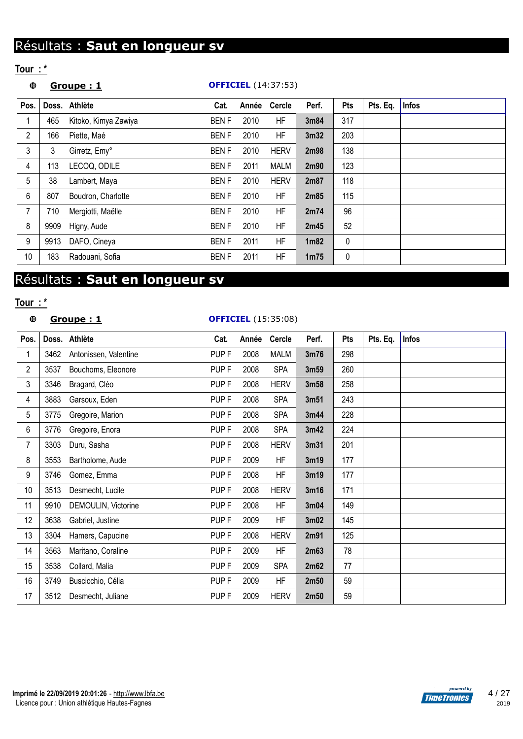# Résultats : **Saut en longueur sv**

**Tour : ***

⑩ **Groupe : 1** **OFFICIEL** (14:37:53)

| Pos. | Doss. | Athlète | Cat. | Année | Cercle | Perf. | Pts | Pts. Eq. | Infos |
|---|---|---|---|---|---|---|---|---|---|
| 1 | 465 | Kitoko, Kimya Zawiya | BEN F | 2010 | HF | **3m84** | 317 | | |
| 2 | 166 | Piette, Maé | BEN F | 2010 | HF | **3m32** | 203 | | |
| 3 | 3 | Girretz, Emy° | BEN F | 2010 | HERV | **2m98** | 138 | | |
| 4 | 113 | LECOQ, ODILE | BEN F | 2011 | MALM | **2m90** | 123 | | |
| 5 | 38 | Lambert, Maya | BEN F | 2010 | HERV | **2m87** | 118 | | |
| 6 | 807 | Boudron, Charlotte | BEN F | 2010 | HF | **2m85** | 115 | | |
| 7 | 710 | Mergiotti, Maëlle | BEN F | 2010 | HF | **2m74** | 96 | | |
| 8 | 9909 | Higny, Aude | BEN F | 2010 | HF | **2m45** | 52 | | |
| 9 | 9913 | DAFO, Cineya | BEN F | 2011 | HF | **1m82** | 0 | | |
| 10 | 183 | Radouani, Sofia | BEN F | 2011 | HF | **1m75** | 0 | | |

# Résultats : **Saut en longueur sv**

**Tour : ***

⑩ **Groupe : 1** **OFFICIEL** (15:35:08)

| Pos. | Doss. | Athlète | Cat. | Année | Cercle | Perf. | Pts | Pts. Eq. | Infos |
|---|---|---|---|---|---|---|---|---|---|
| 1 | 3462 | Antonissen, Valentine | PUP F | 2008 | MALM | **3m76** | 298 | | |
| 2 | 3537 | Bouchoms, Eleonore | PUP F | 2008 | SPA | **3m59** | 260 | | |
| 3 | 3346 | Bragard, Cléo | PUP F | 2008 | HERV | **3m58** | 258 | | |
| 4 | 3883 | Garsoux, Eden | PUP F | 2008 | SPA | **3m51** | 243 | | |
| 5 | 3775 | Gregoire, Marion | PUP F | 2008 | SPA | **3m44** | 228 | | |
| 6 | 3776 | Gregoire, Enora | PUP F | 2008 | SPA | **3m42** | 224 | | |
| 7 | 3303 | Duru, Sasha | PUP F | 2008 | HERV | **3m31** | 201 | | |
| 8 | 3553 | Bartholome, Aude | PUP F | 2009 | HF | **3m19** | 177 | | |
| 9 | 3746 | Gomez, Emma | PUP F | 2008 | HF | **3m19** | 177 | | |
| 10 | 3513 | Desmecht, Lucile | PUP F | 2008 | HERV | **3m16** | 171 | | |
| 11 | 9910 | DEMOULIN, Victorine | PUP F | 2008 | HF | **3m04** | 149 | | |
| 12 | 3638 | Gabriel, Justine | PUP F | 2009 | HF | **3m02** | 145 | | |
| 13 | 3304 | Hamers, Capucine | PUP F | 2008 | HERV | **2m91** | 125 | | |
| 14 | 3563 | Maritano, Coraline | PUP F | 2009 | HF | **2m63** | 78 | | |
| 15 | 3538 | Collard, Malia | PUP F | 2009 | SPA | **2m62** | 77 | | |
| 16 | 3749 | Buscicchio, Célia | PUP F | 2009 | HF | **2m50** | 59 | | |
| 17 | 3512 | Desmecht, Juliane | PUP F | 2009 | HERV | **2m50** | 59 | | |

**Imprimé le 22/09/2019 20:01:26** - http://www.lbfa.be
Licence pour : Union athlétique Hautes-Fagnes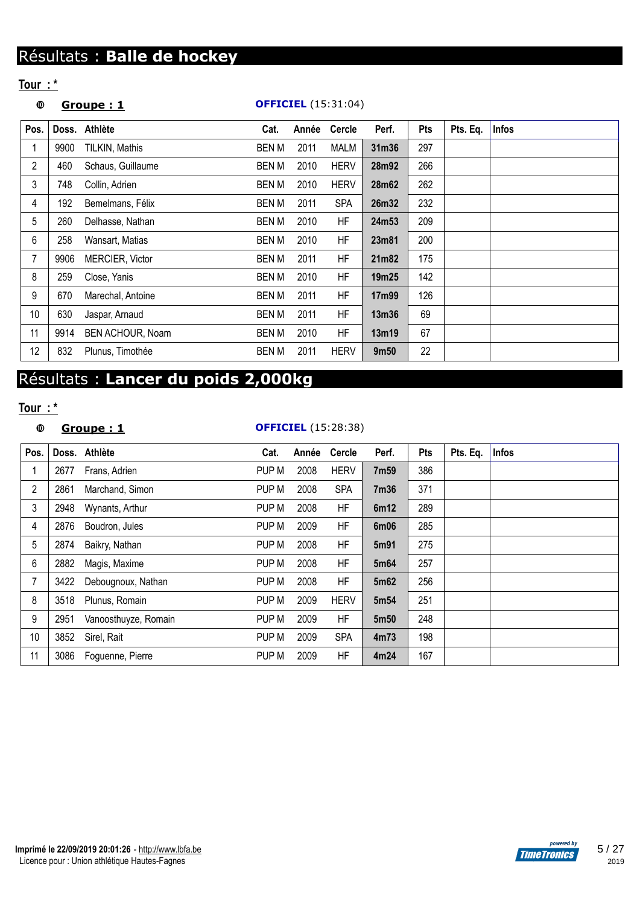# Résultats : **Balle de hockey**

**Tour : ***

⑩ **Groupe : 1** **OFFICIEL** (15:31:04)

| Pos. | Doss. | Athlète | Cat. | Année | Cercle | Perf. | Pts | Pts. Eq. | Infos |
|---|---|---|---|---|---|---|---|---|---|
| 1 | 9900 | TILKIN, Mathis | BEN M | 2011 | MALM | **31m36** | 297 | | |
| 2 | 460 | Schaus, Guillaume | BEN M | 2010 | HERV | **28m92** | 266 | | |
| 3 | 748 | Collin, Adrien | BEN M | 2010 | HERV | **28m62** | 262 | | |
| 4 | 192 | Bemelmans, Félix | BEN M | 2011 | SPA | **26m32** | 232 | | |
| 5 | 260 | Delhasse, Nathan | BEN M | 2010 | HF | **24m53** | 209 | | |
| 6 | 258 | Wansart, Matias | BEN M | 2010 | HF | **23m81** | 200 | | |
| 7 | 9906 | MERCIER, Victor | BEN M | 2011 | HF | **21m82** | 175 | | |
| 8 | 259 | Close, Yanis | BEN M | 2010 | HF | **19m25** | 142 | | |
| 9 | 670 | Marechal, Antoine | BEN M | 2011 | HF | **17m99** | 126 | | |
| 10 | 630 | Jaspar, Arnaud | BEN M | 2011 | HF | **13m36** | 69 | | |
| 11 | 9914 | BEN ACHOUR, Noam | BEN M | 2010 | HF | **13m19** | 67 | | |
| 12 | 832 | Plunus, Timothée | BEN M | 2011 | HERV | **9m50** | 22 | | |

# Résultats : **Lancer du poids 2,000kg**

**Tour : ***

⑩ **Groupe : 1** **OFFICIEL** (15:28:38)

| Pos. | Doss. | Athlète | Cat. | Année | Cercle | Perf. | Pts | Pts. Eq. | Infos |
|---|---|---|---|---|---|---|---|---|---|
| 1 | 2677 | Frans, Adrien | PUP M | 2008 | HERV | **7m59** | 386 | | |
| 2 | 2861 | Marchand, Simon | PUP M | 2008 | SPA | **7m36** | 371 | | |
| 3 | 2948 | Wynants, Arthur | PUP M | 2008 | HF | **6m12** | 289 | | |
| 4 | 2876 | Boudron, Jules | PUP M | 2009 | HF | **6m06** | 285 | | |
| 5 | 2874 | Baikry, Nathan | PUP M | 2008 | HF | **5m91** | 275 | | |
| 6 | 2882 | Magis, Maxime | PUP M | 2008 | HF | **5m64** | 257 | | |
| 7 | 3422 | Debougnoux, Nathan | PUP M | 2008 | HF | **5m62** | 256 | | |
| 8 | 3518 | Plunus, Romain | PUP M | 2009 | HERV | **5m54** | 251 | | |
| 9 | 2951 | Vanoosthuyze, Romain | PUP M | 2009 | HF | **5m50** | 248 | | |
| 10 | 3852 | Sirel, Rait | PUP M | 2009 | SPA | **4m73** | 198 | | |
| 11 | 3086 | Foguenne, Pierre | PUP M | 2009 | HF | **4m24** | 167 | | |

**Imprimé le 22/09/2019 20:01:26** - http://www.lbfa.be
Licence pour : Union athlétique Hautes-Fagnes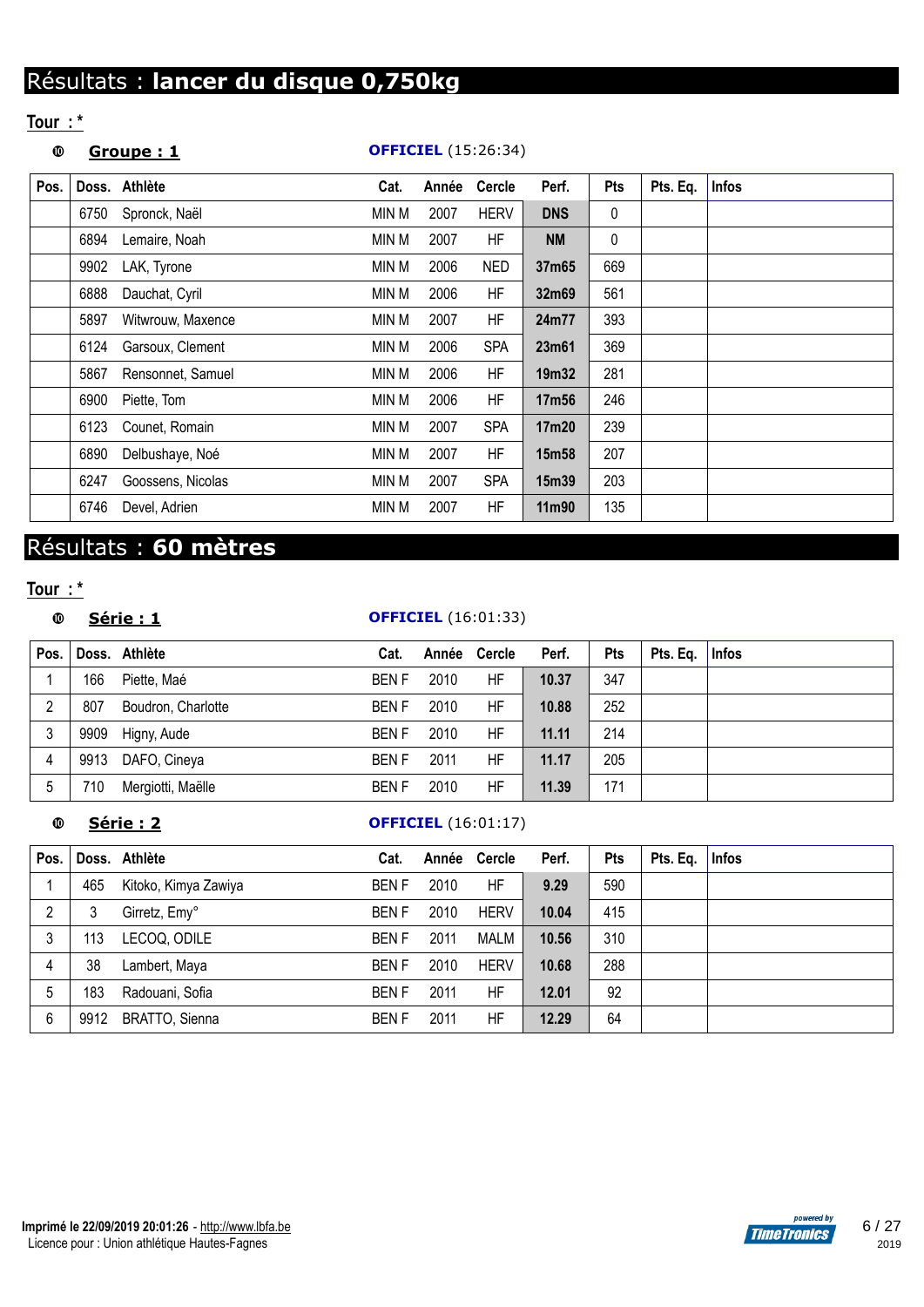# Résultats : **lancer du disque 0,750kg**

**Tour : \***

**Groupe : 1** — **OFFICIEL** (15:26:34)

| Pos. | Doss. | Athlète | Cat. | Année | Cercle | Perf. | Pts | Pts. Eq. | Infos |
|---|---|---|---|---|---|---|---|---|---|
| | 6750 | Spronck, Naël | MIN M | 2007 | HERV | **DNS** | 0 | | |
| | 6894 | Lemaire, Noah | MIN M | 2007 | HF | **NM** | 0 | | |
| | 9902 | LAK, Tyrone | MIN M | 2006 | NED | **37m65** | 669 | | |
| | 6888 | Dauchat, Cyril | MIN M | 2006 | HF | **32m69** | 561 | | |
| | 5897 | Witwrouw, Maxence | MIN M | 2007 | HF | **24m77** | 393 | | |
| | 6124 | Garsoux, Clement | MIN M | 2006 | SPA | **23m61** | 369 | | |
| | 5867 | Rensonnet, Samuel | MIN M | 2006 | HF | **19m32** | 281 | | |
| | 6900 | Piette, Tom | MIN M | 2006 | HF | **17m56** | 246 | | |
| | 6123 | Counet, Romain | MIN M | 2007 | SPA | **17m20** | 239 | | |
| | 6890 | Delbushaye, Noé | MIN M | 2007 | HF | **15m58** | 207 | | |
| | 6247 | Goossens, Nicolas | MIN M | 2007 | SPA | **15m39** | 203 | | |
| | 6746 | Devel, Adrien | MIN M | 2007 | HF | **11m90** | 135 | | |

# Résultats : **60 mètres**

**Tour : \***

**Série : 1** — **OFFICIEL** (16:01:33)

| Pos. | Doss. | Athlète | Cat. | Année | Cercle | Perf. | Pts | Pts. Eq. | Infos |
|---|---|---|---|---|---|---|---|---|---|
| 1 | 166 | Piette, Maé | BEN F | 2010 | HF | **10.37** | 347 | | |
| 2 | 807 | Boudron, Charlotte | BEN F | 2010 | HF | **10.88** | 252 | | |
| 3 | 9909 | Higny, Aude | BEN F | 2010 | HF | **11.11** | 214 | | |
| 4 | 9913 | DAFO, Cineya | BEN F | 2011 | HF | **11.17** | 205 | | |
| 5 | 710 | Mergiotti, Maëlle | BEN F | 2010 | HF | **11.39** | 171 | | |

**Série : 2** — **OFFICIEL** (16:01:17)

| Pos. | Doss. | Athlète | Cat. | Année | Cercle | Perf. | Pts | Pts. Eq. | Infos |
|---|---|---|---|---|---|---|---|---|---|
| 1 | 465 | Kitoko, Kimya Zawiya | BEN F | 2010 | HF | **9.29** | 590 | | |
| 2 | 3 | Girretz, Emy° | BEN F | 2010 | HERV | **10.04** | 415 | | |
| 3 | 113 | LECOQ, ODILE | BEN F | 2011 | MALM | **10.56** | 310 | | |
| 4 | 38 | Lambert, Maya | BEN F | 2010 | HERV | **10.68** | 288 | | |
| 5 | 183 | Radouani, Sofia | BEN F | 2011 | HF | **12.01** | 92 | | |
| 6 | 9912 | BRATTO, Sienna | BEN F | 2011 | HF | **12.29** | 64 | | |

**Imprimé le 22/09/2019 20:01:26** - http://www.lbfa.be
Licence pour : Union athlétique Hautes-Fagnes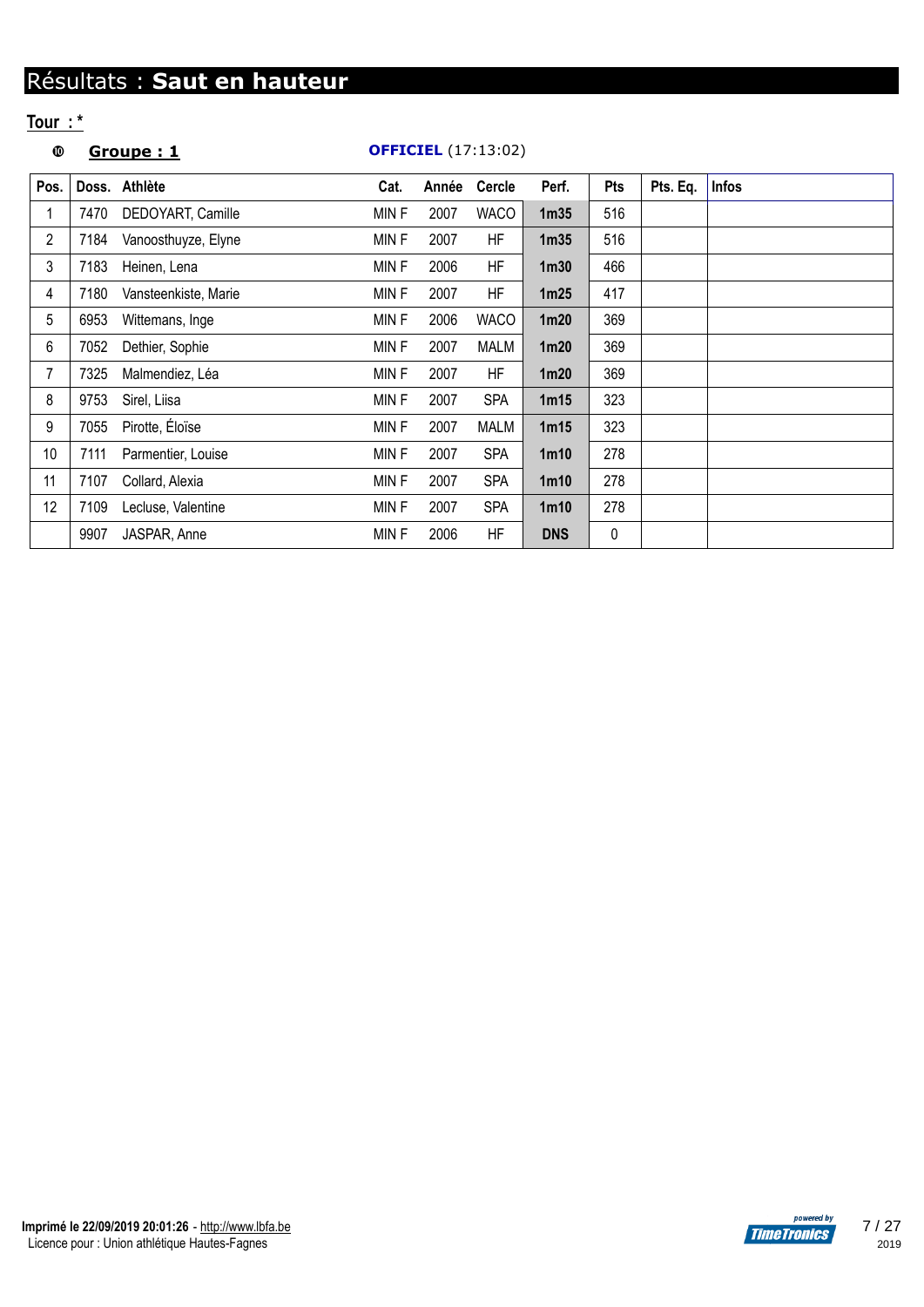# Résultats : **Saut en hauteur**

**Tour : ***

⑩ **Groupe : 1** **OFFICIEL** (17:13:02)

| Pos. | Doss. | Athlète | Cat. | Année | Cercle | Perf. | Pts | Pts. Eq. | Infos |
|---|---|---|---|---|---|---|---|---|---|
| 1 | 7470 | DEDOYART, Camille | MIN F | 2007 | WACO | **1m35** | 516 | | |
| 2 | 7184 | Vanoosthuyze, Elyne | MIN F | 2007 | HF | **1m35** | 516 | | |
| 3 | 7183 | Heinen, Lena | MIN F | 2006 | HF | **1m30** | 466 | | |
| 4 | 7180 | Vansteenkiste, Marie | MIN F | 2007 | HF | **1m25** | 417 | | |
| 5 | 6953 | Wittemans, Inge | MIN F | 2006 | WACO | **1m20** | 369 | | |
| 6 | 7052 | Dethier, Sophie | MIN F | 2007 | MALM | **1m20** | 369 | | |
| 7 | 7325 | Malmendiez, Léa | MIN F | 2007 | HF | **1m20** | 369 | | |
| 8 | 9753 | Sirel, Liisa | MIN F | 2007 | SPA | **1m15** | 323 | | |
| 9 | 7055 | Pirotte, Éloïse | MIN F | 2007 | MALM | **1m15** | 323 | | |
| 10 | 7111 | Parmentier, Louise | MIN F | 2007 | SPA | **1m10** | 278 | | |
| 11 | 7107 | Collard, Alexia | MIN F | 2007 | SPA | **1m10** | 278 | | |
| 12 | 7109 | Lecluse, Valentine | MIN F | 2007 | SPA | **1m10** | 278 | | |
| | 9907 | JASPAR, Anne | MIN F | 2006 | HF | **DNS** | 0 | | |

**Imprimé le 22/09/2019 20:01:26** - http://www.lbfa.be
Licence pour : Union athlétique Hautes-Fagnes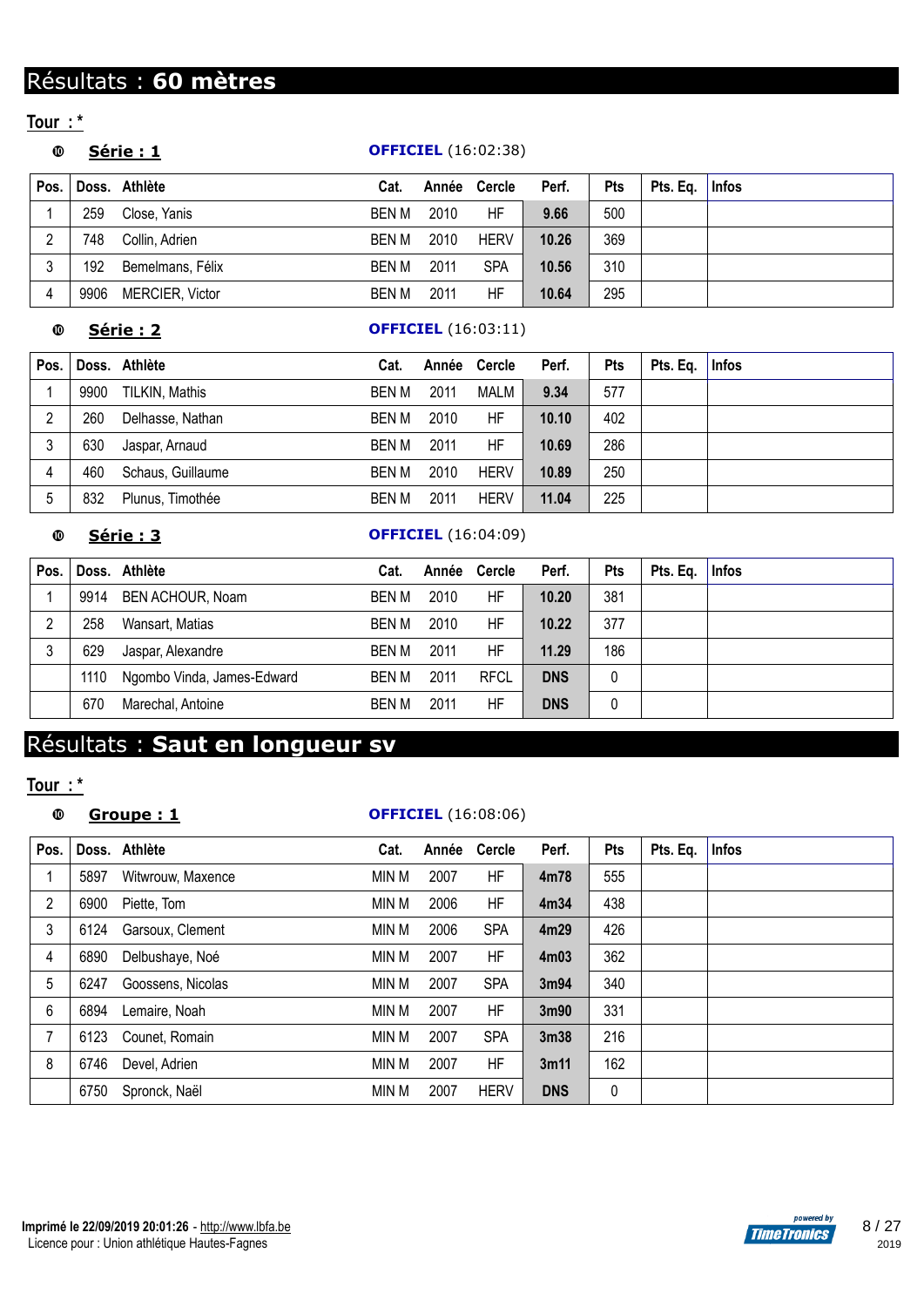# Résultats : **60 mètres**

**Tour : ***

⑩ **Série : 1** **OFFICIEL** (16:02:38)

| Pos. | Doss. | Athlète | Cat. | Année | Cercle | Perf. | Pts | Pts. Eq. | Infos |
|---|---|---|---|---|---|---|---|---|---|
| 1 | 259 | Close, Yanis | BEN M | 2010 | HF | **9.66** | 500 | | |
| 2 | 748 | Collin, Adrien | BEN M | 2010 | HERV | **10.26** | 369 | | |
| 3 | 192 | Bemelmans, Félix | BEN M | 2011 | SPA | **10.56** | 310 | | |
| 4 | 9906 | MERCIER, Victor | BEN M | 2011 | HF | **10.64** | 295 | | |

⑩ **Série : 2** **OFFICIEL** (16:03:11)

| Pos. | Doss. | Athlète | Cat. | Année | Cercle | Perf. | Pts | Pts. Eq. | Infos |
|---|---|---|---|---|---|---|---|---|---|
| 1 | 9900 | TILKIN, Mathis | BEN M | 2011 | MALM | **9.34** | 577 | | |
| 2 | 260 | Delhasse, Nathan | BEN M | 2010 | HF | **10.10** | 402 | | |
| 3 | 630 | Jaspar, Arnaud | BEN M | 2011 | HF | **10.69** | 286 | | |
| 4 | 460 | Schaus, Guillaume | BEN M | 2010 | HERV | **10.89** | 250 | | |
| 5 | 832 | Plunus, Timothée | BEN M | 2011 | HERV | **11.04** | 225 | | |

⑩ **Série : 3** **OFFICIEL** (16:04:09)

| Pos. | Doss. | Athlète | Cat. | Année | Cercle | Perf. | Pts | Pts. Eq. | Infos |
|---|---|---|---|---|---|---|---|---|---|
| 1 | 9914 | BEN ACHOUR, Noam | BEN M | 2010 | HF | **10.20** | 381 | | |
| 2 | 258 | Wansart, Matias | BEN M | 2010 | HF | **10.22** | 377 | | |
| 3 | 629 | Jaspar, Alexandre | BEN M | 2011 | HF | **11.29** | 186 | | |
| | 1110 | Ngombo Vinda, James-Edward | BEN M | 2011 | RFCL | **DNS** | 0 | | |
| | 670 | Marechal, Antoine | BEN M | 2011 | HF | **DNS** | 0 | | |

# Résultats : **Saut en longueur sv**

**Tour : ***

⑩ **Groupe : 1** **OFFICIEL** (16:08:06)

| Pos. | Doss. | Athlète | Cat. | Année | Cercle | Perf. | Pts | Pts. Eq. | Infos |
|---|---|---|---|---|---|---|---|---|---|
| 1 | 5897 | Witwrouw, Maxence | MIN M | 2007 | HF | **4m78** | 555 | | |
| 2 | 6900 | Piette, Tom | MIN M | 2006 | HF | **4m34** | 438 | | |
| 3 | 6124 | Garsoux, Clement | MIN M | 2006 | SPA | **4m29** | 426 | | |
| 4 | 6890 | Delbushaye, Noé | MIN M | 2007 | HF | **4m03** | 362 | | |
| 5 | 6247 | Goossens, Nicolas | MIN M | 2007 | SPA | **3m94** | 340 | | |
| 6 | 6894 | Lemaire, Noah | MIN M | 2007 | HF | **3m90** | 331 | | |
| 7 | 6123 | Counet, Romain | MIN M | 2007 | SPA | **3m38** | 216 | | |
| 8 | 6746 | Devel, Adrien | MIN M | 2007 | HF | **3m11** | 162 | | |
| | 6750 | Spronck, Naël | MIN M | 2007 | HERV | **DNS** | 0 | | |

**Imprimé le 22/09/2019 20:01:26** - http://www.lbfa.be
Licence pour : Union athlétique Hautes-Fagnes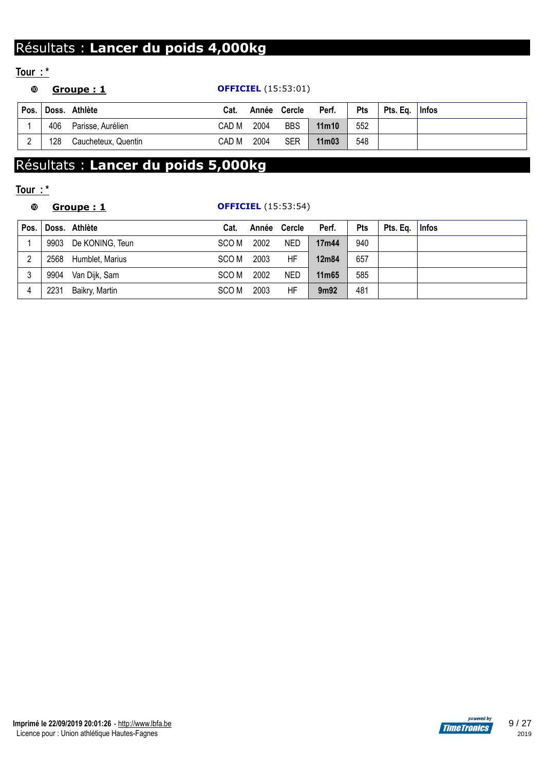# Résultats : **Lancer du poids 4,000kg**

**Tour : ***

⑩ **Groupe : 1** **OFFICIEL** (15:53:01)

| Pos. | Doss. | Athlète | Cat. | Année | Cercle | Perf. | Pts | Pts. Eq. | Infos |
|---|---|---|---|---|---|---|---|---|---|
| 1 | 406 | Parisse, Aurélien | CAD M | 2004 | BBS | **11m10** | 552 | | |
| 2 | 128 | Caucheteux, Quentin | CAD M | 2004 | SER | **11m03** | 548 | | |

# Résultats : **Lancer du poids 5,000kg**

**Tour : ***

⑩ **Groupe : 1** **OFFICIEL** (15:53:54)

| Pos. | Doss. | Athlète | Cat. | Année | Cercle | Perf. | Pts | Pts. Eq. | Infos |
|---|---|---|---|---|---|---|---|---|---|
| 1 | 9903 | De KONING, Teun | SCO M | 2002 | NED | **17m44** | 940 | | |
| 2 | 2568 | Humblet, Marius | SCO M | 2003 | HF | **12m84** | 657 | | |
| 3 | 9904 | Van Dijk, Sam | SCO M | 2002 | NED | **11m65** | 585 | | |
| 4 | 2231 | Baikry, Martin | SCO M | 2003 | HF | **9m92** | 481 | | |

**Imprimé le 22/09/2019 20:01:26** - http://www.lbfa.be
Licence pour : Union athlétique Hautes-Fagnes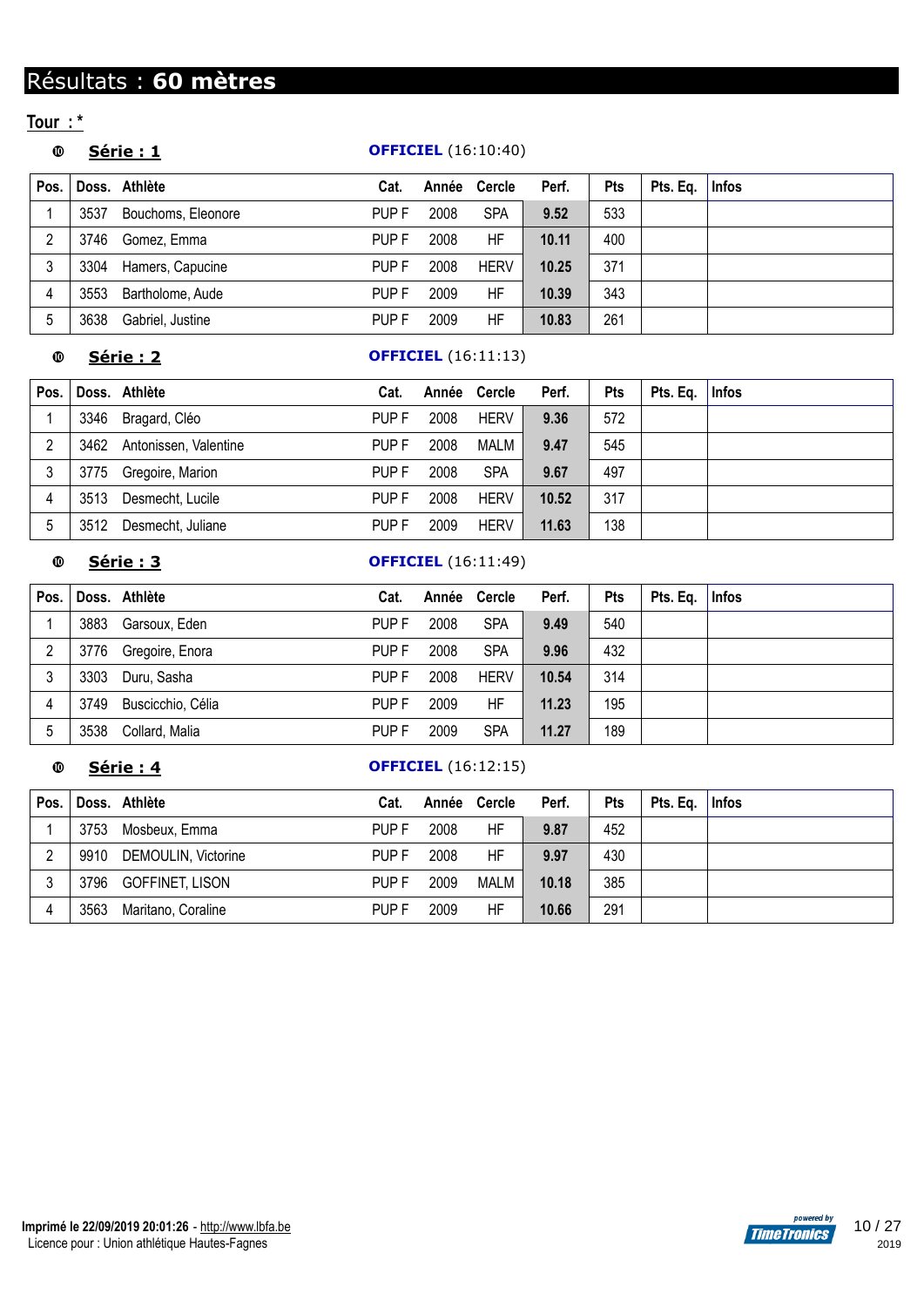# Résultats : **60 mètres**

**Tour : ***

### ⑩ Série : 1

**OFFICIEL** (16:10:40)

| Pos. | Doss. | Athlète | Cat. | Année | Cercle | Perf. | Pts | Pts. Eq. | Infos |
|---|---|---|---|---|---|---|---|---|---|
| 1 | 3537 | Bouchoms, Eleonore | PUP F | 2008 | SPA | **9.52** | 533 | | |
| 2 | 3746 | Gomez, Emma | PUP F | 2008 | HF | **10.11** | 400 | | |
| 3 | 3304 | Hamers, Capucine | PUP F | 2008 | HERV | **10.25** | 371 | | |
| 4 | 3553 | Bartholome, Aude | PUP F | 2009 | HF | **10.39** | 343 | | |
| 5 | 3638 | Gabriel, Justine | PUP F | 2009 | HF | **10.83** | 261 | | |

### ⑩ Série : 2

**OFFICIEL** (16:11:13)

| Pos. | Doss. | Athlète | Cat. | Année | Cercle | Perf. | Pts | Pts. Eq. | Infos |
|---|---|---|---|---|---|---|---|---|---|
| 1 | 3346 | Bragard, Cléo | PUP F | 2008 | HERV | **9.36** | 572 | | |
| 2 | 3462 | Antonissen, Valentine | PUP F | 2008 | MALM | **9.47** | 545 | | |
| 3 | 3775 | Gregoire, Marion | PUP F | 2008 | SPA | **9.67** | 497 | | |
| 4 | 3513 | Desmecht, Lucile | PUP F | 2008 | HERV | **10.52** | 317 | | |
| 5 | 3512 | Desmecht, Juliane | PUP F | 2009 | HERV | **11.63** | 138 | | |

### ⑩ Série : 3

**OFFICIEL** (16:11:49)

| Pos. | Doss. | Athlète | Cat. | Année | Cercle | Perf. | Pts | Pts. Eq. | Infos |
|---|---|---|---|---|---|---|---|---|---|
| 1 | 3883 | Garsoux, Eden | PUP F | 2008 | SPA | **9.49** | 540 | | |
| 2 | 3776 | Gregoire, Enora | PUP F | 2008 | SPA | **9.96** | 432 | | |
| 3 | 3303 | Duru, Sasha | PUP F | 2008 | HERV | **10.54** | 314 | | |
| 4 | 3749 | Buscicchio, Célia | PUP F | 2009 | HF | **11.23** | 195 | | |
| 5 | 3538 | Collard, Malia | PUP F | 2009 | SPA | **11.27** | 189 | | |

### ⑩ Série : 4

**OFFICIEL** (16:12:15)

| Pos. | Doss. | Athlète | Cat. | Année | Cercle | Perf. | Pts | Pts. Eq. | Infos |
|---|---|---|---|---|---|---|---|---|---|
| 1 | 3753 | Mosbeux, Emma | PUP F | 2008 | HF | **9.87** | 452 | | |
| 2 | 9910 | DEMOULIN, Victorine | PUP F | 2008 | HF | **9.97** | 430 | | |
| 3 | 3796 | GOFFINET, LISON | PUP F | 2009 | MALM | **10.18** | 385 | | |
| 4 | 3563 | Maritano, Coraline | PUP F | 2009 | HF | **10.66** | 291 | | |

**Imprimé le 22/09/2019 20:01:26** - http://www.lbfa.be
Licence pour : Union athlétique Hautes-Fagnes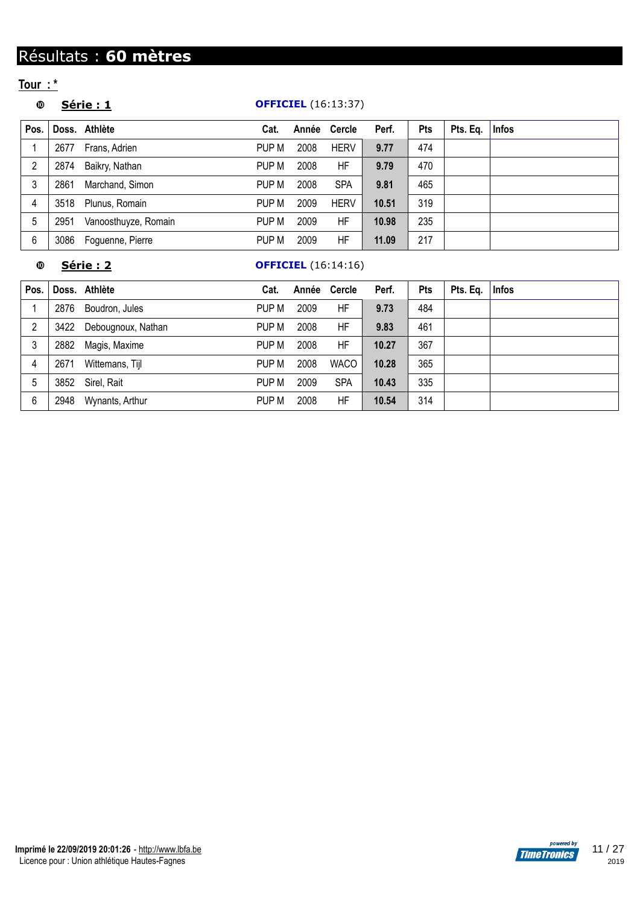# Résultats : **60 mètres**

**Tour : ***

### ⑩ Série : 1

**OFFICIEL** (16:13:37)

| Pos. | Doss. | Athlète | Cat. | Année | Cercle | Perf. | Pts | Pts. Eq. | Infos |
|---|---|---|---|---|---|---|---|---|---|
| 1 | 2677 | Frans, Adrien | PUP M | 2008 | HERV | **9.77** | 474 | | |
| 2 | 2874 | Baikry, Nathan | PUP M | 2008 | HF | **9.79** | 470 | | |
| 3 | 2861 | Marchand, Simon | PUP M | 2008 | SPA | **9.81** | 465 | | |
| 4 | 3518 | Plunus, Romain | PUP M | 2009 | HERV | **10.51** | 319 | | |
| 5 | 2951 | Vanoosthuyze, Romain | PUP M | 2009 | HF | **10.98** | 235 | | |
| 6 | 3086 | Foguenne, Pierre | PUP M | 2009 | HF | **11.09** | 217 | | |

### ⑩ Série : 2

**OFFICIEL** (16:14:16)

| Pos. | Doss. | Athlète | Cat. | Année | Cercle | Perf. | Pts | Pts. Eq. | Infos |
|---|---|---|---|---|---|---|---|---|---|
| 1 | 2876 | Boudron, Jules | PUP M | 2009 | HF | **9.73** | 484 | | |
| 2 | 3422 | Debougnoux, Nathan | PUP M | 2008 | HF | **9.83** | 461 | | |
| 3 | 2882 | Magis, Maxime | PUP M | 2008 | HF | **10.27** | 367 | | |
| 4 | 2671 | Wittemans, Tijl | PUP M | 2008 | WACO | **10.28** | 365 | | |
| 5 | 3852 | Sirel, Rait | PUP M | 2009 | SPA | **10.43** | 335 | | |
| 6 | 2948 | Wynants, Arthur | PUP M | 2008 | HF | **10.54** | 314 | | |

**Imprimé le 22/09/2019 20:01:26** - http://www.lbfa.be
Licence pour : Union athlétique Hautes-Fagnes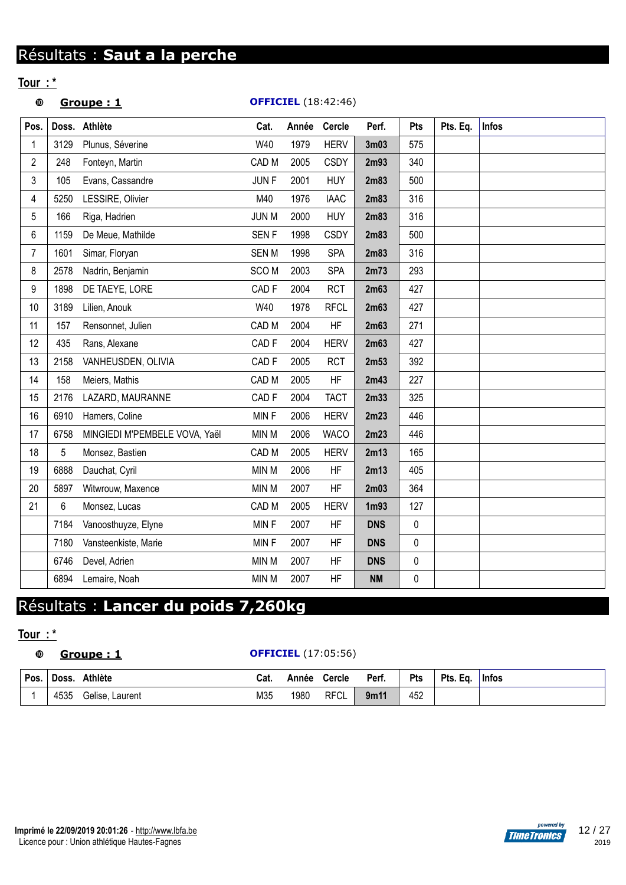# Résultats : **Saut a la perche**

**Tour : ***

⑩ **Groupe : 1** **OFFICIEL** (18:42:46)

| Pos. | Doss. | Athlète | Cat. | Année | Cercle | Perf. | Pts | Pts. Eq. | Infos |
|---|---|---|---|---|---|---|---|---|---|
| 1 | 3129 | Plunus, Séverine | W40 | 1979 | HERV | **3m03** | 575 | | |
| 2 | 248 | Fonteyn, Martin | CAD M | 2005 | CSDY | **2m93** | 340 | | |
| 3 | 105 | Evans, Cassandre | JUN F | 2001 | HUY | **2m83** | 500 | | |
| 4 | 5250 | LESSIRE, Olivier | M40 | 1976 | IAAC | **2m83** | 316 | | |
| 5 | 166 | Riga, Hadrien | JUN M | 2000 | HUY | **2m83** | 316 | | |
| 6 | 1159 | De Meue, Mathilde | SEN F | 1998 | CSDY | **2m83** | 500 | | |
| 7 | 1601 | Simar, Floryan | SEN M | 1998 | SPA | **2m83** | 316 | | |
| 8 | 2578 | Nadrin, Benjamin | SCO M | 2003 | SPA | **2m73** | 293 | | |
| 9 | 1898 | DE TAEYE, LORE | CAD F | 2004 | RCT | **2m63** | 427 | | |
| 10 | 3189 | Lilien, Anouk | W40 | 1978 | RFCL | **2m63** | 427 | | |
| 11 | 157 | Rensonnet, Julien | CAD M | 2004 | HF | **2m63** | 271 | | |
| 12 | 435 | Rans, Alexane | CAD F | 2004 | HERV | **2m63** | 427 | | |
| 13 | 2158 | VANHEUSDEN, OLIVIA | CAD F | 2005 | RCT | **2m53** | 392 | | |
| 14 | 158 | Meiers, Mathis | CAD M | 2005 | HF | **2m43** | 227 | | |
| 15 | 2176 | LAZARD, MAURANNE | CAD F | 2004 | TACT | **2m33** | 325 | | |
| 16 | 6910 | Hamers, Coline | MIN F | 2006 | HERV | **2m23** | 446 | | |
| 17 | 6758 | MINGIEDI M'PEMBELE VOVA, Yaël | MIN M | 2006 | WACO | **2m23** | 446 | | |
| 18 | 5 | Monsez, Bastien | CAD M | 2005 | HERV | **2m13** | 165 | | |
| 19 | 6888 | Dauchat, Cyril | MIN M | 2006 | HF | **2m13** | 405 | | |
| 20 | 5897 | Witwrouw, Maxence | MIN M | 2007 | HF | **2m03** | 364 | | |
| 21 | 6 | Monsez, Lucas | CAD M | 2005 | HERV | **1m93** | 127 | | |
| | 7184 | Vanoosthuyze, Elyne | MIN F | 2007 | HF | **DNS** | 0 | | |
| | 7180 | Vansteenkiste, Marie | MIN F | 2007 | HF | **DNS** | 0 | | |
| | 6746 | Devel, Adrien | MIN M | 2007 | HF | **DNS** | 0 | | |
| | 6894 | Lemaire, Noah | MIN M | 2007 | HF | **NM** | 0 | | |

# Résultats : **Lancer du poids 7,260kg**

**Tour : ***

⑩ **Groupe : 1** **OFFICIEL** (17:05:56)

| Pos. | Doss. | Athlète | Cat. | Année | Cercle | Perf. | Pts | Pts. Eq. | Infos |
|---|---|---|---|---|---|---|---|---|---|
| 1 | 4535 | Gelise, Laurent | M35 | 1980 | RFCL | **9m11** | 452 | | |

**Imprimé le 22/09/2019 20:01:26** - http://www.lbfa.be
Licence pour : Union athlétique Hautes-Fagnes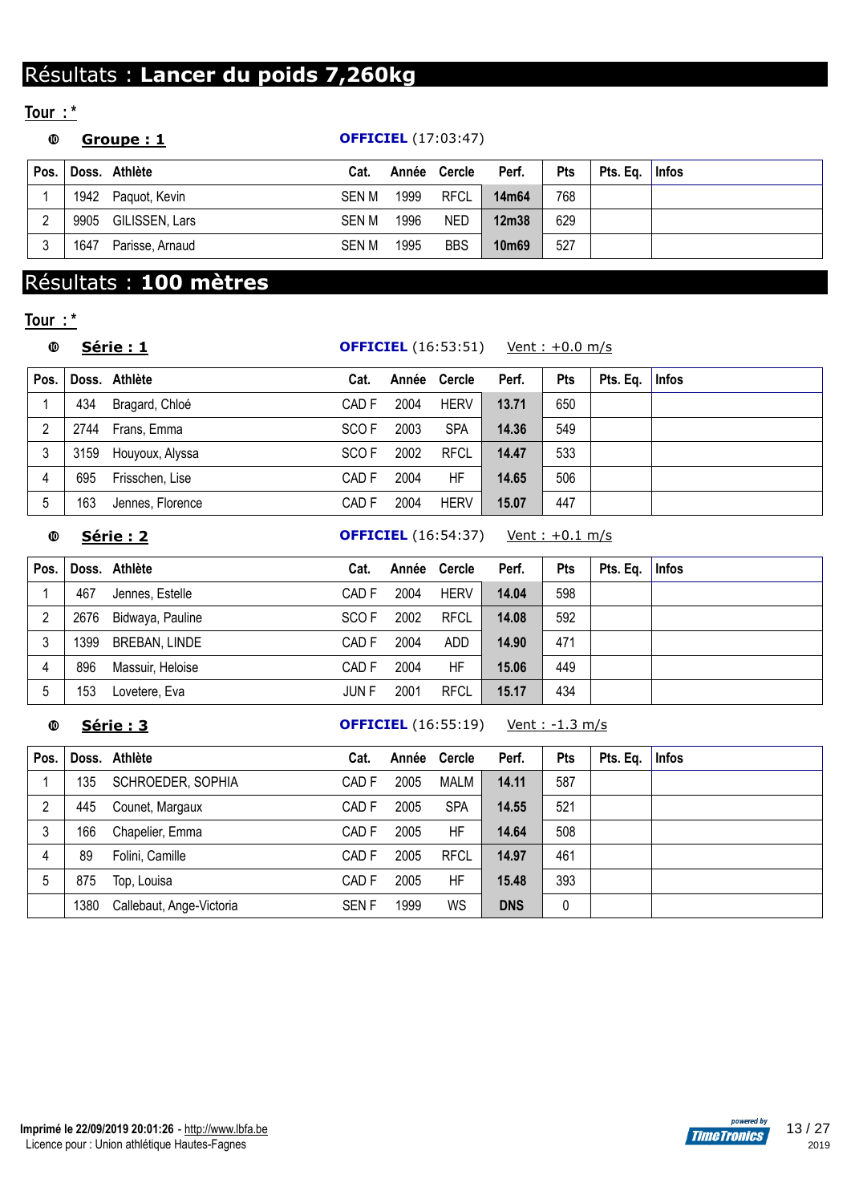# Résultats : **Lancer du poids 7,260kg**

**Tour : ***

**Groupe : 1** — **OFFICIEL** (17:03:47)

| Pos. | Doss. | Athlète | Cat. | Année | Cercle | Perf. | Pts | Pts. Eq. | Infos |
|---|---|---|---|---|---|---|---|---|---|
| 1 | 1942 | Paquot, Kevin | SEN M | 1999 | RFCL | **14m64** | 768 | | |
| 2 | 9905 | GILISSEN, Lars | SEN M | 1996 | NED | **12m38** | 629 | | |
| 3 | 1647 | Parisse, Arnaud | SEN M | 1995 | BBS | **10m69** | 527 | | |

# Résultats : **100 mètres**

**Tour : ***

**Série : 1** — **OFFICIEL** (16:53:51) — Vent : +0.0 m/s

| Pos. | Doss. | Athlète | Cat. | Année | Cercle | Perf. | Pts | Pts. Eq. | Infos |
|---|---|---|---|---|---|---|---|---|---|
| 1 | 434 | Bragard, Chloé | CAD F | 2004 | HERV | **13.71** | 650 | | |
| 2 | 2744 | Frans, Emma | SCO F | 2003 | SPA | **14.36** | 549 | | |
| 3 | 3159 | Houyoux, Alyssa | SCO F | 2002 | RFCL | **14.47** | 533 | | |
| 4 | 695 | Frisschen, Lise | CAD F | 2004 | HF | **14.65** | 506 | | |
| 5 | 163 | Jennes, Florence | CAD F | 2004 | HERV | **15.07** | 447 | | |

**Série : 2** — **OFFICIEL** (16:54:37) — Vent : +0.1 m/s

| Pos. | Doss. | Athlète | Cat. | Année | Cercle | Perf. | Pts | Pts. Eq. | Infos |
|---|---|---|---|---|---|---|---|---|---|
| 1 | 467 | Jennes, Estelle | CAD F | 2004 | HERV | **14.04** | 598 | | |
| 2 | 2676 | Bidwaya, Pauline | SCO F | 2002 | RFCL | **14.08** | 592 | | |
| 3 | 1399 | BREBAN, LINDE | CAD F | 2004 | ADD | **14.90** | 471 | | |
| 4 | 896 | Massuir, Heloise | CAD F | 2004 | HF | **15.06** | 449 | | |
| 5 | 153 | Lovetere, Eva | JUN F | 2001 | RFCL | **15.17** | 434 | | |

**Série : 3** — **OFFICIEL** (16:55:19) — Vent : -1.3 m/s

| Pos. | Doss. | Athlète | Cat. | Année | Cercle | Perf. | Pts | Pts. Eq. | Infos |
|---|---|---|---|---|---|---|---|---|---|
| 1 | 135 | SCHROEDER, SOPHIA | CAD F | 2005 | MALM | **14.11** | 587 | | |
| 2 | 445 | Counet, Margaux | CAD F | 2005 | SPA | **14.55** | 521 | | |
| 3 | 166 | Chapelier, Emma | CAD F | 2005 | HF | **14.64** | 508 | | |
| 4 | 89 | Folini, Camille | CAD F | 2005 | RFCL | **14.97** | 461 | | |
| 5 | 875 | Top, Louisa | CAD F | 2005 | HF | **15.48** | 393 | | |
| | 1380 | Callebaut, Ange-Victoria | SEN F | 1999 | WS | **DNS** | 0 | | |

**Imprimé le 22/09/2019 20:01:26** - http://www.lbfa.be
Licence pour : Union athlétique Hautes-Fagnes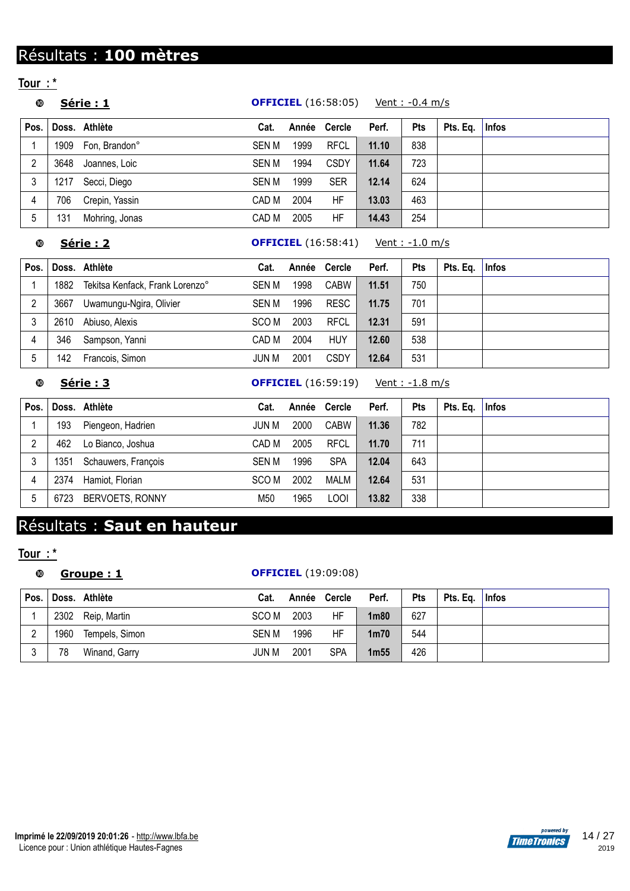# Résultats : **100 mètres**

**Tour : ***

**Série : 1** — **OFFICIEL** (16:58:05) — Vent : -0.4 m/s

| Pos. | Doss. | Athlète | Cat. | Année | Cercle | Perf. | Pts | Pts. Eq. | Infos |
|---|---|---|---|---|---|---|---|---|---|
| 1 | 1909 | Fon, Brandon° | SEN M | 1999 | RFCL | **11.10** | 838 | | |
| 2 | 3648 | Joannes, Loic | SEN M | 1994 | CSDY | **11.64** | 723 | | |
| 3 | 1217 | Secci, Diego | SEN M | 1999 | SER | **12.14** | 624 | | |
| 4 | 706 | Crepin, Yassin | CAD M | 2004 | HF | **13.03** | 463 | | |
| 5 | 131 | Mohring, Jonas | CAD M | 2005 | HF | **14.43** | 254 | | |

**Série : 2** — **OFFICIEL** (16:58:41) — Vent : -1.0 m/s

| Pos. | Doss. | Athlète | Cat. | Année | Cercle | Perf. | Pts | Pts. Eq. | Infos |
|---|---|---|---|---|---|---|---|---|---|
| 1 | 1882 | Tekitsa Kenfack, Frank Lorenzo° | SEN M | 1998 | CABW | **11.51** | 750 | | |
| 2 | 3667 | Uwamungu-Ngira, Olivier | SEN M | 1996 | RESC | **11.75** | 701 | | |
| 3 | 2610 | Abiuso, Alexis | SCO M | 2003 | RFCL | **12.31** | 591 | | |
| 4 | 346 | Sampson, Yanni | CAD M | 2004 | HUY | **12.60** | 538 | | |
| 5 | 142 | Francois, Simon | JUN M | 2001 | CSDY | **12.64** | 531 | | |

**Série : 3** — **OFFICIEL** (16:59:19) — Vent : -1.8 m/s

| Pos. | Doss. | Athlète | Cat. | Année | Cercle | Perf. | Pts | Pts. Eq. | Infos |
|---|---|---|---|---|---|---|---|---|---|
| 1 | 193 | Piengeon, Hadrien | JUN M | 2000 | CABW | **11.36** | 782 | | |
| 2 | 462 | Lo Bianco, Joshua | CAD M | 2005 | RFCL | **11.70** | 711 | | |
| 3 | 1351 | Schauwers, François | SEN M | 1996 | SPA | **12.04** | 643 | | |
| 4 | 2374 | Hamiot, Florian | SCO M | 2002 | MALM | **12.64** | 531 | | |
| 5 | 6723 | BERVOETS, RONNY | M50 | 1965 | LOOI | **13.82** | 338 | | |

# Résultats : **Saut en hauteur**

**Tour : ***

**Groupe : 1** — **OFFICIEL** (19:09:08)

| Pos. | Doss. | Athlète | Cat. | Année | Cercle | Perf. | Pts | Pts. Eq. | Infos |
|---|---|---|---|---|---|---|---|---|---|
| 1 | 2302 | Reip, Martin | SCO M | 2003 | HF | **1m80** | 627 | | |
| 2 | 1960 | Tempels, Simon | SEN M | 1996 | HF | **1m70** | 544 | | |
| 3 | 78 | Winand, Garry | JUN M | 2001 | SPA | **1m55** | 426 | | |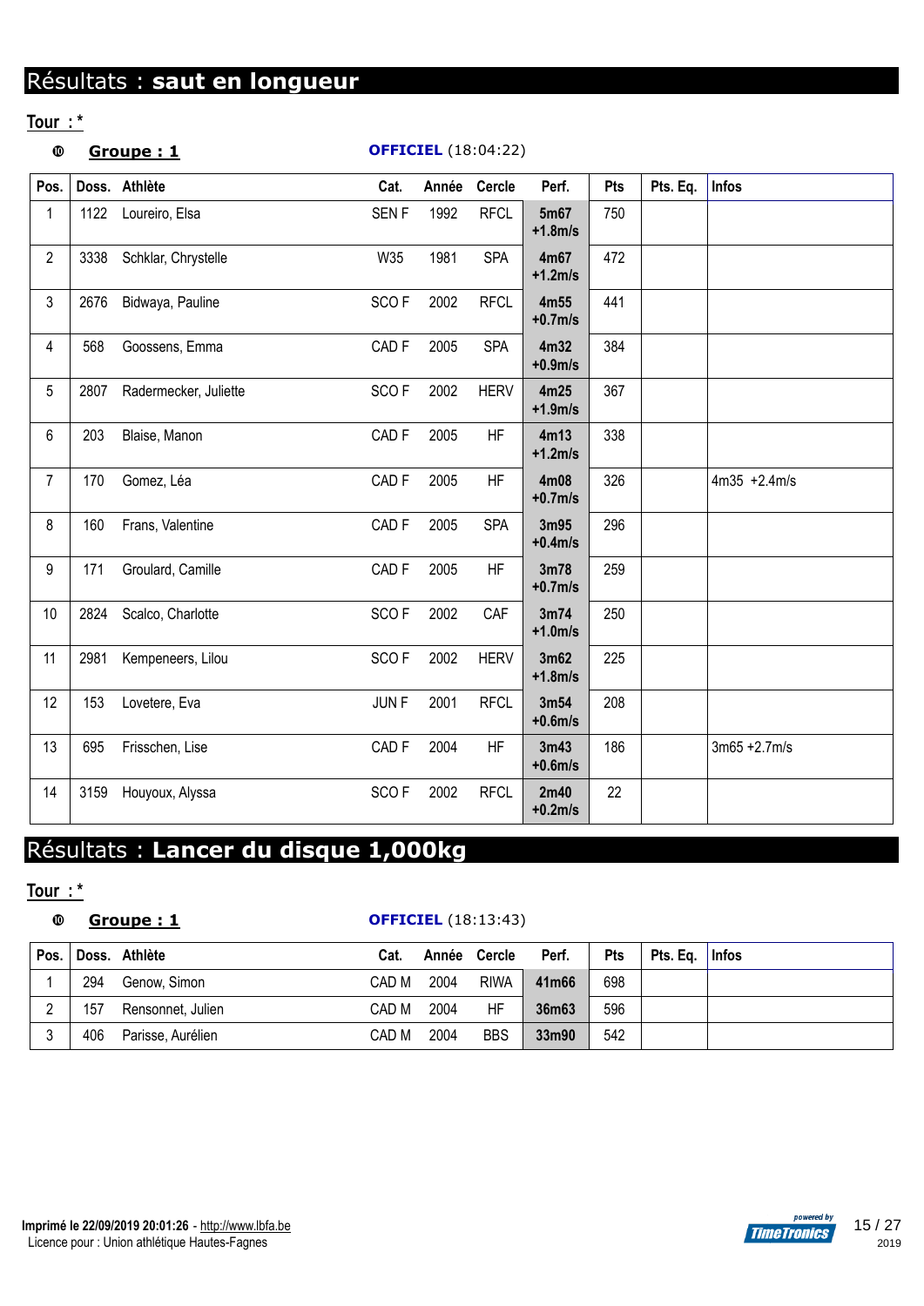# Résultats : **saut en longueur**

**Tour : ***

⓾ **Groupe : 1** **OFFICIEL** (18:04:22)

| Pos. | Doss. | Athlète | Cat. | Année | Cercle | Perf. | Pts | Pts. Eq. | Infos |
|---|---|---|---|---|---|---|---|---|---|
| 1 | 1122 | Loureiro, Elsa | SEN F | 1992 | RFCL | **5m67 +1.8m/s** | 750 | | |
| 2 | 3338 | Schklar, Chrystelle | W35 | 1981 | SPA | **4m67 +1.2m/s** | 472 | | |
| 3 | 2676 | Bidwaya, Pauline | SCO F | 2002 | RFCL | **4m55 +0.7m/s** | 441 | | |
| 4 | 568 | Goossens, Emma | CAD F | 2005 | SPA | **4m32 +0.9m/s** | 384 | | |
| 5 | 2807 | Radermecker, Juliette | SCO F | 2002 | HERV | **4m25 +1.9m/s** | 367 | | |
| 6 | 203 | Blaise, Manon | CAD F | 2005 | HF | **4m13 +1.2m/s** | 338 | | |
| 7 | 170 | Gomez, Léa | CAD F | 2005 | HF | **4m08 +0.7m/s** | 326 | | 4m35 +2.4m/s |
| 8 | 160 | Frans, Valentine | CAD F | 2005 | SPA | **3m95 +0.4m/s** | 296 | | |
| 9 | 171 | Groulard, Camille | CAD F | 2005 | HF | **3m78 +0.7m/s** | 259 | | |
| 10 | 2824 | Scalco, Charlotte | SCO F | 2002 | CAF | **3m74 +1.0m/s** | 250 | | |
| 11 | 2981 | Kempeneers, Lilou | SCO F | 2002 | HERV | **3m62 +1.8m/s** | 225 | | |
| 12 | 153 | Lovetere, Eva | JUN F | 2001 | RFCL | **3m54 +0.6m/s** | 208 | | |
| 13 | 695 | Frisschen, Lise | CAD F | 2004 | HF | **3m43 +0.6m/s** | 186 | | 3m65 +2.7m/s |
| 14 | 3159 | Houyoux, Alyssa | SCO F | 2002 | RFCL | **2m40 +0.2m/s** | 22 | | |

# Résultats : **Lancer du disque 1,000kg**

**Tour : ***

⓾ **Groupe : 1** **OFFICIEL** (18:13:43)

| Pos. | Doss. | Athlète | Cat. | Année | Cercle | Perf. | Pts | Pts. Eq. | Infos |
|---|---|---|---|---|---|---|---|---|---|
| 1 | 294 | Genow, Simon | CAD M | 2004 | RIWA | **41m66** | 698 | | |
| 2 | 157 | Rensonnet, Julien | CAD M | 2004 | HF | **36m63** | 596 | | |
| 3 | 406 | Parisse, Aurélien | CAD M | 2004 | BBS | **33m90** | 542 | | |

**Imprimé le 22/09/2019 20:01:26** - http://www.lbfa.be
Licence pour : Union athlétique Hautes-Fagnes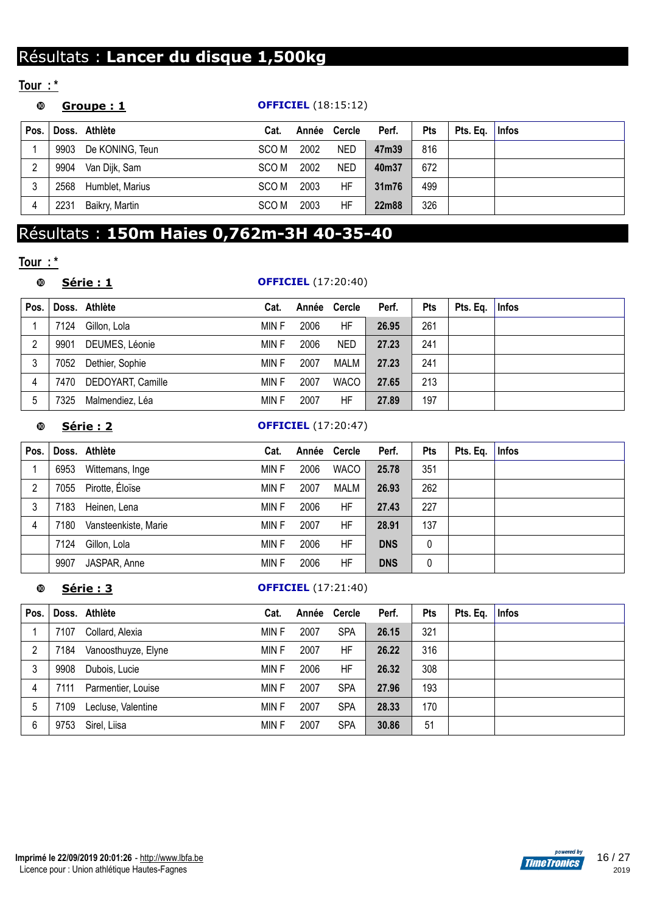# Résultats : **Lancer du disque 1,500kg**

**Tour : ***

**Groupe : 1** — **OFFICIEL** (18:15:12)

| Pos. | Doss. | Athlète | Cat. | Année | Cercle | Perf. | Pts | Pts. Eq. | Infos |
|---|---|---|---|---|---|---|---|---|---|
| 1 | 9903 | De KONING, Teun | SCO M | 2002 | NED | **47m39** | 816 | | |
| 2 | 9904 | Van Dijk, Sam | SCO M | 2002 | NED | **40m37** | 672 | | |
| 3 | 2568 | Humblet, Marius | SCO M | 2003 | HF | **31m76** | 499 | | |
| 4 | 2231 | Baikry, Martin | SCO M | 2003 | HF | **22m88** | 326 | | |

# Résultats : **150m Haies 0,762m-3H 40-35-40**

**Tour : ***

**Série : 1** — **OFFICIEL** (17:20:40)

| Pos. | Doss. | Athlète | Cat. | Année | Cercle | Perf. | Pts | Pts. Eq. | Infos |
|---|---|---|---|---|---|---|---|---|---|
| 1 | 7124 | Gillon, Lola | MIN F | 2006 | HF | **26.95** | 261 | | |
| 2 | 9901 | DEUMES, Léonie | MIN F | 2006 | NED | **27.23** | 241 | | |
| 3 | 7052 | Dethier, Sophie | MIN F | 2007 | MALM | **27.23** | 241 | | |
| 4 | 7470 | DEDOYART, Camille | MIN F | 2007 | WACO | **27.65** | 213 | | |
| 5 | 7325 | Malmendiez, Léa | MIN F | 2007 | HF | **27.89** | 197 | | |

**Série : 2** — **OFFICIEL** (17:20:47)

| Pos. | Doss. | Athlète | Cat. | Année | Cercle | Perf. | Pts | Pts. Eq. | Infos |
|---|---|---|---|---|---|---|---|---|---|
| 1 | 6953 | Wittemans, Inge | MIN F | 2006 | WACO | **25.78** | 351 | | |
| 2 | 7055 | Pirotte, Éloïse | MIN F | 2007 | MALM | **26.93** | 262 | | |
| 3 | 7183 | Heinen, Lena | MIN F | 2006 | HF | **27.43** | 227 | | |
| 4 | 7180 | Vansteenkiste, Marie | MIN F | 2007 | HF | **28.91** | 137 | | |
| | 7124 | Gillon, Lola | MIN F | 2006 | HF | **DNS** | 0 | | |
| | 9907 | JASPAR, Anne | MIN F | 2006 | HF | **DNS** | 0 | | |

**Série : 3** — **OFFICIEL** (17:21:40)

| Pos. | Doss. | Athlète | Cat. | Année | Cercle | Perf. | Pts | Pts. Eq. | Infos |
|---|---|---|---|---|---|---|---|---|---|
| 1 | 7107 | Collard, Alexia | MIN F | 2007 | SPA | **26.15** | 321 | | |
| 2 | 7184 | Vanoosthuyze, Elyne | MIN F | 2007 | HF | **26.22** | 316 | | |
| 3 | 9908 | Dubois, Lucie | MIN F | 2006 | HF | **26.32** | 308 | | |
| 4 | 7111 | Parmentier, Louise | MIN F | 2007 | SPA | **27.96** | 193 | | |
| 5 | 7109 | Lecluse, Valentine | MIN F | 2007 | SPA | **28.33** | 170 | | |
| 6 | 9753 | Sirel, Liisa | MIN F | 2007 | SPA | **30.86** | 51 | | |

**Imprimé le 22/09/2019 20:01:26** - http://www.lbfa.be
Licence pour : Union athlétique Hautes-Fagnes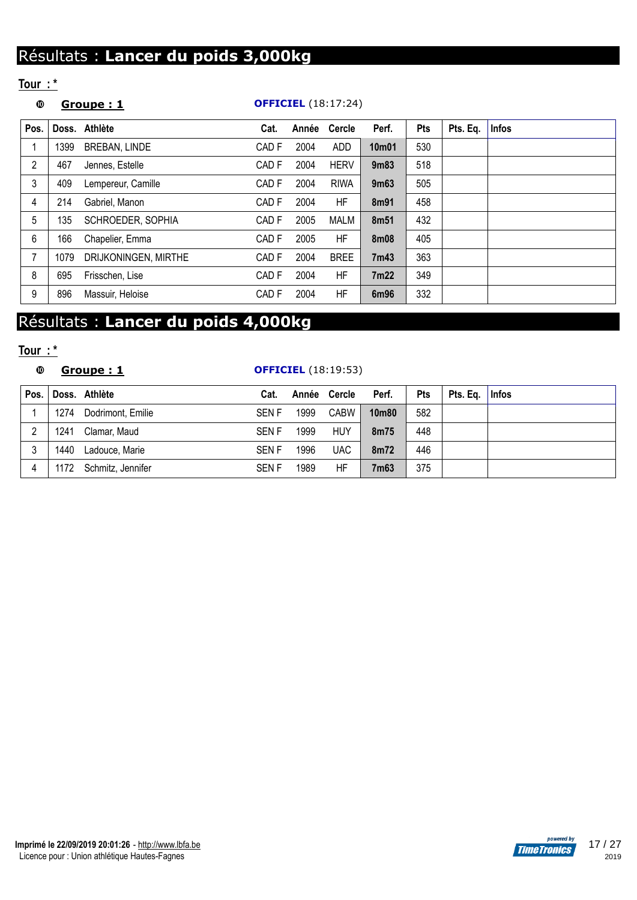# Résultats : **Lancer du poids 3,000kg**

**Tour : ***

⑩ **Groupe : 1** **OFFICIEL** (18:17:24)

| Pos. | Doss. | Athlète | Cat. | Année | Cercle | Perf. | Pts | Pts. Eq. | Infos |
|---|---|---|---|---|---|---|---|---|---|
| 1 | 1399 | BREBAN, LINDE | CAD F | 2004 | ADD | **10m01** | 530 | | |
| 2 | 467 | Jennes, Estelle | CAD F | 2004 | HERV | **9m83** | 518 | | |
| 3 | 409 | Lempereur, Camille | CAD F | 2004 | RIWA | **9m63** | 505 | | |
| 4 | 214 | Gabriel, Manon | CAD F | 2004 | HF | **8m91** | 458 | | |
| 5 | 135 | SCHROEDER, SOPHIA | CAD F | 2005 | MALM | **8m51** | 432 | | |
| 6 | 166 | Chapelier, Emma | CAD F | 2005 | HF | **8m08** | 405 | | |
| 7 | 1079 | DRIJKONINGEN, MIRTHE | CAD F | 2004 | BREE | **7m43** | 363 | | |
| 8 | 695 | Frisschen, Lise | CAD F | 2004 | HF | **7m22** | 349 | | |
| 9 | 896 | Massuir, Heloise | CAD F | 2004 | HF | **6m96** | 332 | | |

# Résultats : **Lancer du poids 4,000kg**

**Tour : ***

⑩ **Groupe : 1** **OFFICIEL** (18:19:53)

| Pos. | Doss. | Athlète | Cat. | Année | Cercle | Perf. | Pts | Pts. Eq. | Infos |
|---|---|---|---|---|---|---|---|---|---|
| 1 | 1274 | Dodrimont, Emilie | SEN F | 1999 | CABW | **10m80** | 582 | | |
| 2 | 1241 | Clamar, Maud | SEN F | 1999 | HUY | **8m75** | 448 | | |
| 3 | 1440 | Ladouce, Marie | SEN F | 1996 | UAC | **8m72** | 446 | | |
| 4 | 1172 | Schmitz, Jennifer | SEN F | 1989 | HF | **7m63** | 375 | | |

**Imprimé le 22/09/2019 20:01:26** - http://www.lbfa.be
Licence pour : Union athlétique Hautes-Fagnes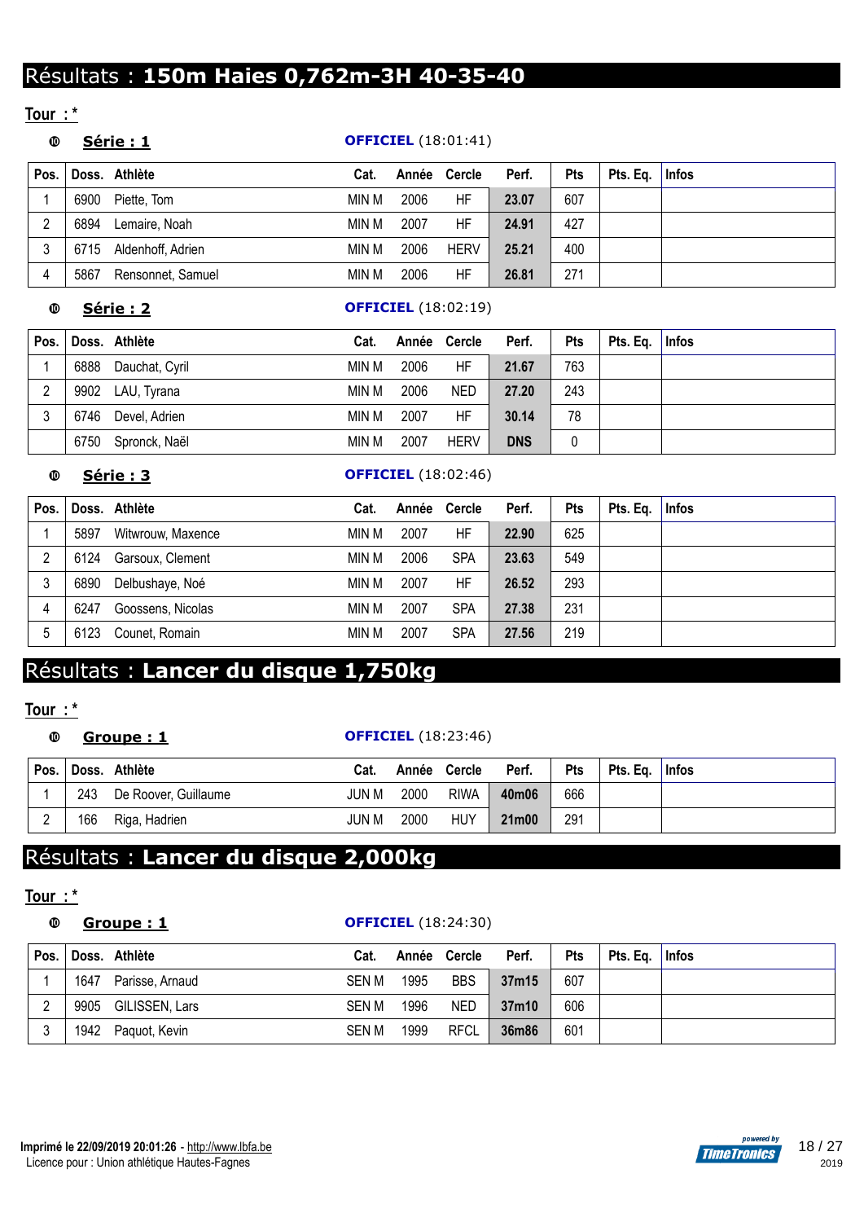# Résultats : **150m Haies 0,762m-3H 40-35-40**

**Tour : ***

**Série : 1** — **OFFICIEL** (18:01:41)

| Pos. | Doss. | Athlète | Cat. | Année | Cercle | Perf. | Pts | Pts. Eq. | Infos |
|---|---|---|---|---|---|---|---|---|---|
| 1 | 6900 | Piette, Tom | MIN M | 2006 | HF | **23.07** | 607 | | |
| 2 | 6894 | Lemaire, Noah | MIN M | 2007 | HF | **24.91** | 427 | | |
| 3 | 6715 | Aldenhoff, Adrien | MIN M | 2006 | HERV | **25.21** | 400 | | |
| 4 | 5867 | Rensonnet, Samuel | MIN M | 2006 | HF | **26.81** | 271 | | |

**Série : 2** — **OFFICIEL** (18:02:19)

| Pos. | Doss. | Athlète | Cat. | Année | Cercle | Perf. | Pts | Pts. Eq. | Infos |
|---|---|---|---|---|---|---|---|---|---|
| 1 | 6888 | Dauchat, Cyril | MIN M | 2006 | HF | **21.67** | 763 | | |
| 2 | 9902 | LAU, Tyrana | MIN M | 2006 | NED | **27.20** | 243 | | |
| 3 | 6746 | Devel, Adrien | MIN M | 2007 | HF | **30.14** | 78 | | |
| | 6750 | Spronck, Naël | MIN M | 2007 | HERV | **DNS** | 0 | | |

**Série : 3** — **OFFICIEL** (18:02:46)

| Pos. | Doss. | Athlète | Cat. | Année | Cercle | Perf. | Pts | Pts. Eq. | Infos |
|---|---|---|---|---|---|---|---|---|---|
| 1 | 5897 | Witwrouw, Maxence | MIN M | 2007 | HF | **22.90** | 625 | | |
| 2 | 6124 | Garsoux, Clement | MIN M | 2006 | SPA | **23.63** | 549 | | |
| 3 | 6890 | Delbushaye, Noé | MIN M | 2007 | HF | **26.52** | 293 | | |
| 4 | 6247 | Goossens, Nicolas | MIN M | 2007 | SPA | **27.38** | 231 | | |
| 5 | 6123 | Counet, Romain | MIN M | 2007 | SPA | **27.56** | 219 | | |

# Résultats : **Lancer du disque 1,750kg**

**Tour : ***

**Groupe : 1** — **OFFICIEL** (18:23:46)

| Pos. | Doss. | Athlète | Cat. | Année | Cercle | Perf. | Pts | Pts. Eq. | Infos |
|---|---|---|---|---|---|---|---|---|---|
| 1 | 243 | De Roover, Guillaume | JUN M | 2000 | RIWA | **40m06** | 666 | | |
| 2 | 166 | Riga, Hadrien | JUN M | 2000 | HUY | **21m00** | 291 | | |

# Résultats : **Lancer du disque 2,000kg**

**Tour : ***

**Groupe : 1** — **OFFICIEL** (18:24:30)

| Pos. | Doss. | Athlète | Cat. | Année | Cercle | Perf. | Pts | Pts. Eq. | Infos |
|---|---|---|---|---|---|---|---|---|---|
| 1 | 1647 | Parisse, Arnaud | SEN M | 1995 | BBS | **37m15** | 607 | | |
| 2 | 9905 | GILISSEN, Lars | SEN M | 1996 | NED | **37m10** | 606 | | |
| 3 | 1942 | Paquot, Kevin | SEN M | 1999 | RFCL | **36m86** | 601 | | |

**Imprimé le 22/09/2019 20:01:26** - http://www.lbfa.be
Licence pour : Union athlétique Hautes-Fagnes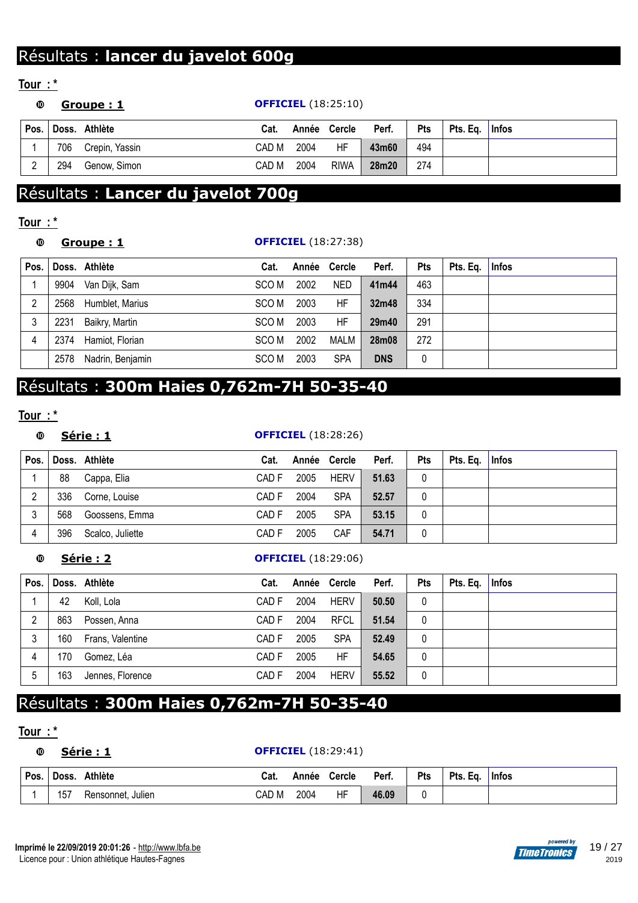# Résultats : **lancer du javelot 600g**

**Tour : ***

**Groupe : 1** **OFFICIEL** (18:25:10)

| Pos. | Doss. | Athlète | Cat. | Année | Cercle | Perf. | Pts | Pts. Eq. | Infos |
|---|---|---|---|---|---|---|---|---|---|
| 1 | 706 | Crepin, Yassin | CAD M | 2004 | HF | **43m60** | 494 | | |
| 2 | 294 | Genow, Simon | CAD M | 2004 | RIWA | **28m20** | 274 | | |

# Résultats : **Lancer du javelot 700g**

**Tour : ***

**Groupe : 1** **OFFICIEL** (18:27:38)

| Pos. | Doss. | Athlète | Cat. | Année | Cercle | Perf. | Pts | Pts. Eq. | Infos |
|---|---|---|---|---|---|---|---|---|---|
| 1 | 9904 | Van Dijk, Sam | SCO M | 2002 | NED | **41m44** | 463 | | |
| 2 | 2568 | Humblet, Marius | SCO M | 2003 | HF | **32m48** | 334 | | |
| 3 | 2231 | Baikry, Martin | SCO M | 2003 | HF | **29m40** | 291 | | |
| 4 | 2374 | Hamiot, Florian | SCO M | 2002 | MALM | **28m08** | 272 | | |
| | 2578 | Nadrin, Benjamin | SCO M | 2003 | SPA | **DNS** | 0 | | |

# Résultats : **300m Haies 0,762m-7H 50-35-40**

**Tour : ***

**Série : 1** **OFFICIEL** (18:28:26)

| Pos. | Doss. | Athlète | Cat. | Année | Cercle | Perf. | Pts | Pts. Eq. | Infos |
|---|---|---|---|---|---|---|---|---|---|
| 1 | 88 | Cappa, Elia | CAD F | 2005 | HERV | **51.63** | 0 | | |
| 2 | 336 | Corne, Louise | CAD F | 2004 | SPA | **52.57** | 0 | | |
| 3 | 568 | Goossens, Emma | CAD F | 2005 | SPA | **53.15** | 0 | | |
| 4 | 396 | Scalco, Juliette | CAD F | 2005 | CAF | **54.71** | 0 | | |

**Série : 2** **OFFICIEL** (18:29:06)

| Pos. | Doss. | Athlète | Cat. | Année | Cercle | Perf. | Pts | Pts. Eq. | Infos |
|---|---|---|---|---|---|---|---|---|---|
| 1 | 42 | Koll, Lola | CAD F | 2004 | HERV | **50.50** | 0 | | |
| 2 | 863 | Possen, Anna | CAD F | 2004 | RFCL | **51.54** | 0 | | |
| 3 | 160 | Frans, Valentine | CAD F | 2005 | SPA | **52.49** | 0 | | |
| 4 | 170 | Gomez, Léa | CAD F | 2005 | HF | **54.65** | 0 | | |
| 5 | 163 | Jennes, Florence | CAD F | 2004 | HERV | **55.52** | 0 | | |

# Résultats : **300m Haies 0,762m-7H 50-35-40**

**Tour : ***

**Série : 1** **OFFICIEL** (18:29:41)

| Pos. | Doss. | Athlète | Cat. | Année | Cercle | Perf. | Pts | Pts. Eq. | Infos |
|---|---|---|---|---|---|---|---|---|---|
| 1 | 157 | Rensonnet, Julien | CAD M | 2004 | HF | **46.09** | 0 | | |

**Imprimé le 22/09/2019 20:01:26** - http://www.lbfa.be
Licence pour : Union athlétique Hautes-Fagnes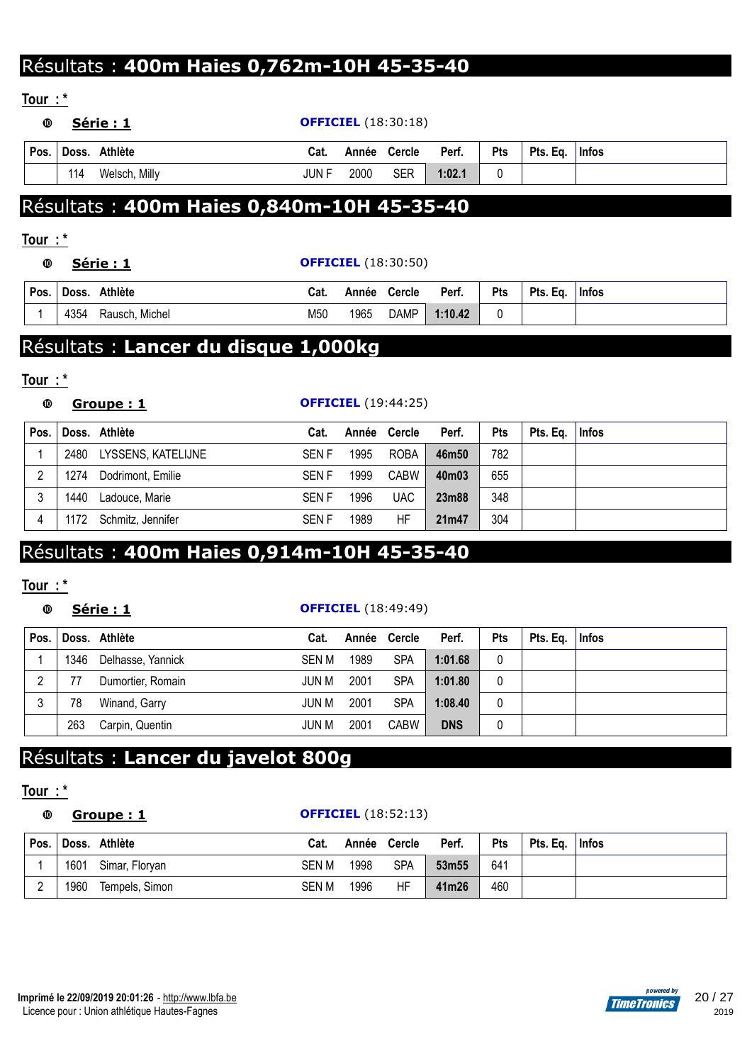# Résultats : **400m Haies 0,762m-10H 45-35-40**

**Tour : ***

**Série : 1** — **OFFICIEL** (18:30:18)

| Pos. | Doss. | Athlète | Cat. | Année | Cercle | Perf. | Pts | Pts. Eq. | Infos |
|---|---|---|---|---|---|---|---|---|---|
| | 114 | Welsch, Milly | JUN F | 2000 | SER | **1:02.1** | 0 | | |

# Résultats : **400m Haies 0,840m-10H 45-35-40**

**Tour : ***

**Série : 1** — **OFFICIEL** (18:30:50)

| Pos. | Doss. | Athlète | Cat. | Année | Cercle | Perf. | Pts | Pts. Eq. | Infos |
|---|---|---|---|---|---|---|---|---|---|
| 1 | 4354 | Rausch, Michel | M50 | 1965 | DAMP | **1:10.42** | 0 | | |

# Résultats : **Lancer du disque 1,000kg**

**Tour : ***

**Groupe : 1** — **OFFICIEL** (19:44:25)

| Pos. | Doss. | Athlète | Cat. | Année | Cercle | Perf. | Pts | Pts. Eq. | Infos |
|---|---|---|---|---|---|---|---|---|---|
| 1 | 2480 | LYSSENS, KATELIJNE | SEN F | 1995 | ROBA | **46m50** | 782 | | |
| 2 | 1274 | Dodrimont, Emilie | SEN F | 1999 | CABW | **40m03** | 655 | | |
| 3 | 1440 | Ladouce, Marie | SEN F | 1996 | UAC | **23m88** | 348 | | |
| 4 | 1172 | Schmitz, Jennifer | SEN F | 1989 | HF | **21m47** | 304 | | |

# Résultats : **400m Haies 0,914m-10H 45-35-40**

**Tour : ***

**Série : 1** — **OFFICIEL** (18:49:49)

| Pos. | Doss. | Athlète | Cat. | Année | Cercle | Perf. | Pts | Pts. Eq. | Infos |
|---|---|---|---|---|---|---|---|---|---|
| 1 | 1346 | Delhasse, Yannick | SEN M | 1989 | SPA | **1:01.68** | 0 | | |
| 2 | 77 | Dumortier, Romain | JUN M | 2001 | SPA | **1:01.80** | 0 | | |
| 3 | 78 | Winand, Garry | JUN M | 2001 | SPA | **1:08.40** | 0 | | |
| | 263 | Carpin, Quentin | JUN M | 2001 | CABW | **DNS** | 0 | | |

# Résultats : **Lancer du javelot 800g**

**Tour : ***

**Groupe : 1** — **OFFICIEL** (18:52:13)

| Pos. | Doss. | Athlète | Cat. | Année | Cercle | Perf. | Pts | Pts. Eq. | Infos |
|---|---|---|---|---|---|---|---|---|---|
| 1 | 1601 | Simar, Floryan | SEN M | 1998 | SPA | **53m55** | 641 | | |
| 2 | 1960 | Tempels, Simon | SEN M | 1996 | HF | **41m26** | 460 | | |

**Imprimé le 22/09/2019 20:01:26** - http://www.lbfa.be
Licence pour : Union athlétique Hautes-Fagnes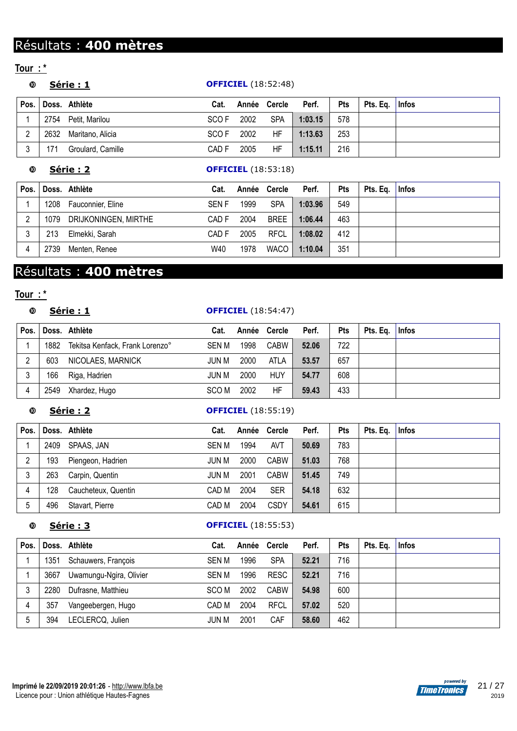# Résultats : **400 mètres**

**Tour : ***

**Série : 1** — **OFFICIEL** (18:52:48)

| Pos. | Doss. | Athlète | Cat. | Année | Cercle | Perf. | Pts | Pts. Eq. | Infos |
|---|---|---|---|---|---|---|---|---|---|
| 1 | 2754 | Petit, Marilou | SCO F | 2002 | SPA | 1:03.15 | 578 | | |
| 2 | 2632 | Maritano, Alicia | SCO F | 2002 | HF | 1:13.63 | 253 | | |
| 3 | 171 | Groulard, Camille | CAD F | 2005 | HF | 1:15.11 | 216 | | |

**Série : 2** — **OFFICIEL** (18:53:18)

| Pos. | Doss. | Athlète | Cat. | Année | Cercle | Perf. | Pts | Pts. Eq. | Infos |
|---|---|---|---|---|---|---|---|---|---|
| 1 | 1208 | Fauconnier, Eline | SEN F | 1999 | SPA | 1:03.96 | 549 | | |
| 2 | 1079 | DRIJKONINGEN, MIRTHE | CAD F | 2004 | BREE | 1:06.44 | 463 | | |
| 3 | 213 | Elmekki, Sarah | CAD F | 2005 | RFCL | 1:08.02 | 412 | | |
| 4 | 2739 | Menten, Renee | W40 | 1978 | WACO | 1:10.04 | 351 | | |

# Résultats : **400 mètres**

**Tour : ***

**Série : 1** — **OFFICIEL** (18:54:47)

| Pos. | Doss. | Athlète | Cat. | Année | Cercle | Perf. | Pts | Pts. Eq. | Infos |
|---|---|---|---|---|---|---|---|---|---|
| 1 | 1882 | Tekitsa Kenfack, Frank Lorenzo° | SEN M | 1998 | CABW | 52.06 | 722 | | |
| 2 | 603 | NICOLAES, MARNICK | JUN M | 2000 | ATLA | 53.57 | 657 | | |
| 3 | 166 | Riga, Hadrien | JUN M | 2000 | HUY | 54.77 | 608 | | |
| 4 | 2549 | Xhardez, Hugo | SCO M | 2002 | HF | 59.43 | 433 | | |

**Série : 2** — **OFFICIEL** (18:55:19)

| Pos. | Doss. | Athlète | Cat. | Année | Cercle | Perf. | Pts | Pts. Eq. | Infos |
|---|---|---|---|---|---|---|---|---|---|
| 1 | 2409 | SPAAS, JAN | SEN M | 1994 | AVT | 50.69 | 783 | | |
| 2 | 193 | Piengeon, Hadrien | JUN M | 2000 | CABW | 51.03 | 768 | | |
| 3 | 263 | Carpin, Quentin | JUN M | 2001 | CABW | 51.45 | 749 | | |
| 4 | 128 | Caucheteux, Quentin | CAD M | 2004 | SER | 54.18 | 632 | | |
| 5 | 496 | Stavart, Pierre | CAD M | 2004 | CSDY | 54.61 | 615 | | |

**Série : 3** — **OFFICIEL** (18:55:53)

| Pos. | Doss. | Athlète | Cat. | Année | Cercle | Perf. | Pts | Pts. Eq. | Infos |
|---|---|---|---|---|---|---|---|---|---|
| 1 | 1351 | Schauwers, François | SEN M | 1996 | SPA | 52.21 | 716 | | |
| 1 | 3667 | Uwamungu-Ngira, Olivier | SEN M | 1996 | RESC | 52.21 | 716 | | |
| 3 | 2280 | Dufrasne, Matthieu | SCO M | 2002 | CABW | 54.98 | 600 | | |
| 4 | 357 | Vangeebergen, Hugo | CAD M | 2004 | RFCL | 57.02 | 520 | | |
| 5 | 394 | LECLERCQ, Julien | JUN M | 2001 | CAF | 58.60 | 462 | | |

**Imprimé le 22/09/2019 20:01:26** - http://www.lbfa.be
Licence pour : Union athlétique Hautes-Fagnes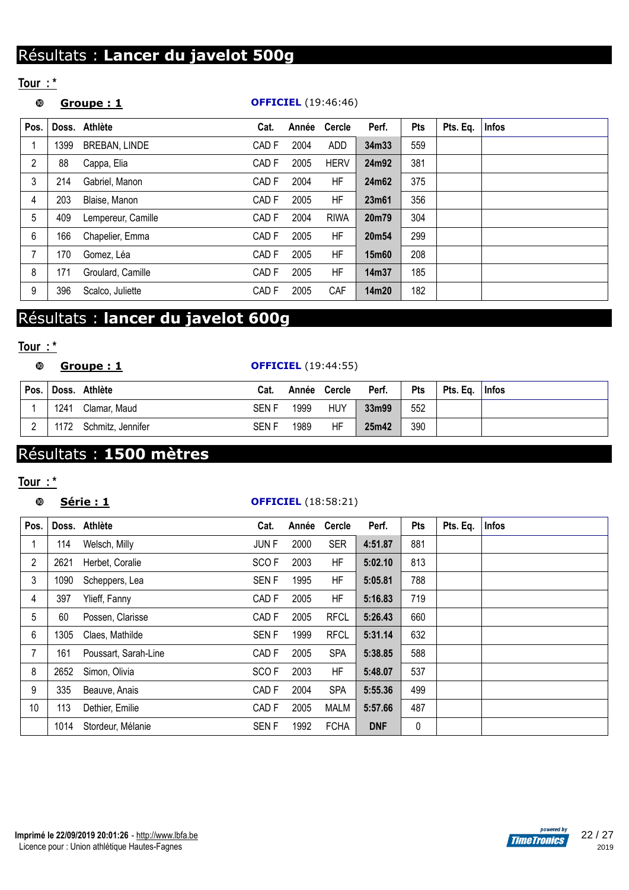# Résultats : **Lancer du javelot 500g**

**Tour : ***

⓾ **Groupe : 1** **OFFICIEL** (19:46:46)

| Pos. | Doss. | Athlète | Cat. | Année | Cercle | Perf. | Pts | Pts. Eq. | Infos |
|---|---|---|---|---|---|---|---|---|---|
| 1 | 1399 | BREBAN, LINDE | CAD F | 2004 | ADD | **34m33** | 559 | | |
| 2 | 88 | Cappa, Elia | CAD F | 2005 | HERV | **24m92** | 381 | | |
| 3 | 214 | Gabriel, Manon | CAD F | 2004 | HF | **24m62** | 375 | | |
| 4 | 203 | Blaise, Manon | CAD F | 2005 | HF | **23m61** | 356 | | |
| 5 | 409 | Lempereur, Camille | CAD F | 2004 | RIWA | **20m79** | 304 | | |
| 6 | 166 | Chapelier, Emma | CAD F | 2005 | HF | **20m54** | 299 | | |
| 7 | 170 | Gomez, Léa | CAD F | 2005 | HF | **15m60** | 208 | | |
| 8 | 171 | Groulard, Camille | CAD F | 2005 | HF | **14m37** | 185 | | |
| 9 | 396 | Scalco, Juliette | CAD F | 2005 | CAF | **14m20** | 182 | | |

# Résultats : **lancer du javelot 600g**

**Tour : ***

⓾ **Groupe : 1** **OFFICIEL** (19:44:55)

| Pos. | Doss. | Athlète | Cat. | Année | Cercle | Perf. | Pts | Pts. Eq. | Infos |
|---|---|---|---|---|---|---|---|---|---|
| 1 | 1241 | Clamar, Maud | SEN F | 1999 | HUY | **33m99** | 552 | | |
| 2 | 1172 | Schmitz, Jennifer | SEN F | 1989 | HF | **25m42** | 390 | | |

# Résultats : **1500 mètres**

**Tour : ***

⓾ **Série : 1** **OFFICIEL** (18:58:21)

| Pos. | Doss. | Athlète | Cat. | Année | Cercle | Perf. | Pts | Pts. Eq. | Infos |
|---|---|---|---|---|---|---|---|---|---|
| 1 | 114 | Welsch, Milly | JUN F | 2000 | SER | **4:51.87** | 881 | | |
| 2 | 2621 | Herbet, Coralie | SCO F | 2003 | HF | **5:02.10** | 813 | | |
| 3 | 1090 | Scheppers, Lea | SEN F | 1995 | HF | **5:05.81** | 788 | | |
| 4 | 397 | Ylieff, Fanny | CAD F | 2005 | HF | **5:16.83** | 719 | | |
| 5 | 60 | Possen, Clarisse | CAD F | 2005 | RFCL | **5:26.43** | 660 | | |
| 6 | 1305 | Claes, Mathilde | SEN F | 1999 | RFCL | **5:31.14** | 632 | | |
| 7 | 161 | Poussart, Sarah-Line | CAD F | 2005 | SPA | **5:38.85** | 588 | | |
| 8 | 2652 | Simon, Olivia | SCO F | 2003 | HF | **5:48.07** | 537 | | |
| 9 | 335 | Beauve, Anais | CAD F | 2004 | SPA | **5:55.36** | 499 | | |
| 10 | 113 | Dethier, Emilie | CAD F | 2005 | MALM | **5:57.66** | 487 | | |
| | 1014 | Stordeur, Mélanie | SEN F | 1992 | FCHA | **DNF** | 0 | | |

**Imprimé le 22/09/2019 20:01:26** - http://www.lbfa.be
Licence pour : Union athlétique Hautes-Fagnes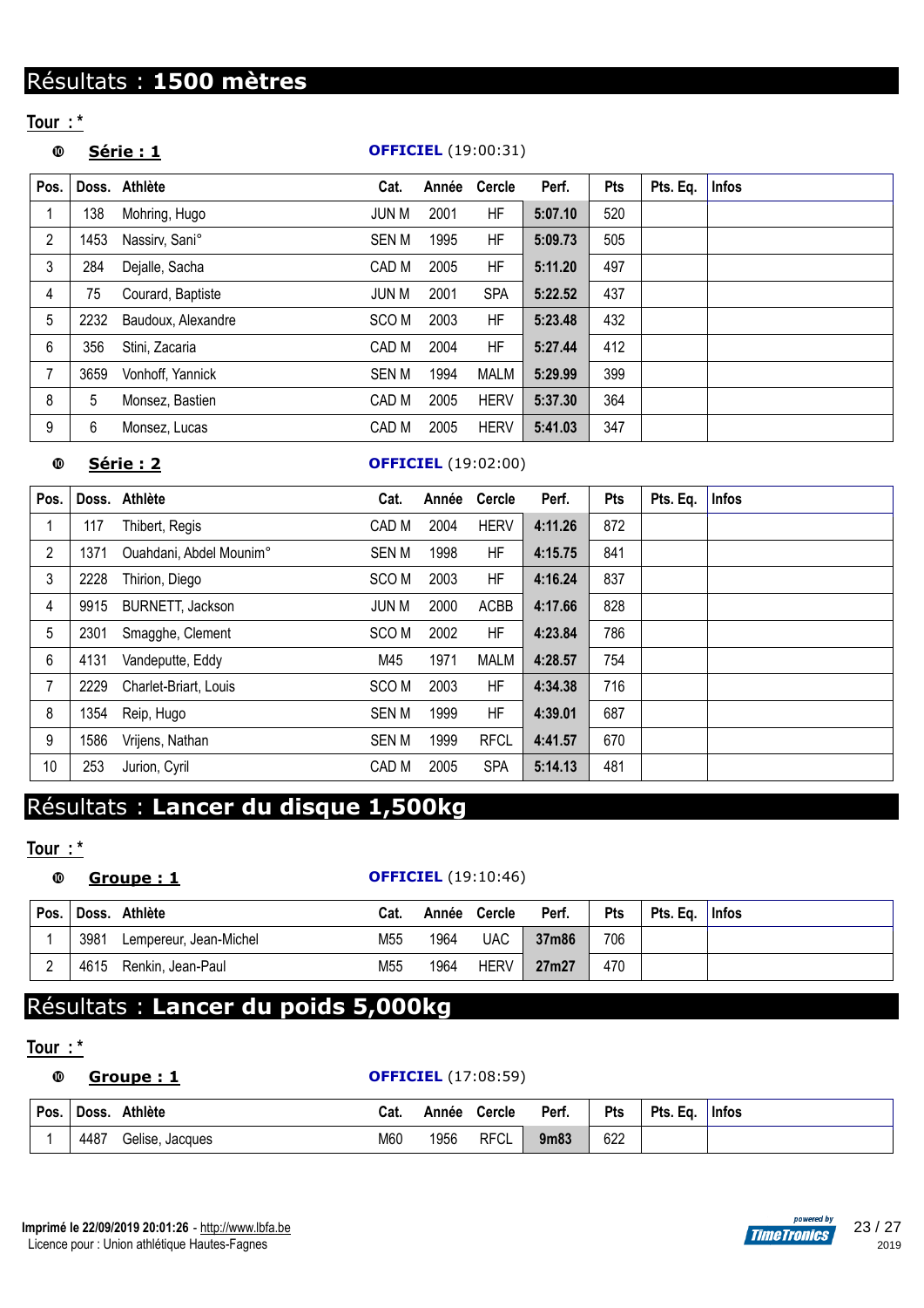# Résultats : **1500 mètres**

**Tour : ***

**Série : 1** — **OFFICIEL** (19:00:31)

| Pos. | Doss. | Athlète | Cat. | Année | Cercle | Perf. | Pts | Pts. Eq. | Infos |
|---|---|---|---|---|---|---|---|---|---|
| 1 | 138 | Mohring, Hugo | JUN M | 2001 | HF | **5:07.10** | 520 | | |
| 2 | 1453 | Nassirv, Sani° | SEN M | 1995 | HF | **5:09.73** | 505 | | |
| 3 | 284 | Dejalle, Sacha | CAD M | 2005 | HF | **5:11.20** | 497 | | |
| 4 | 75 | Courard, Baptiste | JUN M | 2001 | SPA | **5:22.52** | 437 | | |
| 5 | 2232 | Baudoux, Alexandre | SCO M | 2003 | HF | **5:23.48** | 432 | | |
| 6 | 356 | Stini, Zacaria | CAD M | 2004 | HF | **5:27.44** | 412 | | |
| 7 | 3659 | Vonhoff, Yannick | SEN M | 1994 | MALM | **5:29.99** | 399 | | |
| 8 | 5 | Monsez, Bastien | CAD M | 2005 | HERV | **5:37.30** | 364 | | |
| 9 | 6 | Monsez, Lucas | CAD M | 2005 | HERV | **5:41.03** | 347 | | |

**Série : 2** — **OFFICIEL** (19:02:00)

| Pos. | Doss. | Athlète | Cat. | Année | Cercle | Perf. | Pts | Pts. Eq. | Infos |
|---|---|---|---|---|---|---|---|---|---|
| 1 | 117 | Thibert, Regis | CAD M | 2004 | HERV | **4:11.26** | 872 | | |
| 2 | 1371 | Ouahdani, Abdel Mounim° | SEN M | 1998 | HF | **4:15.75** | 841 | | |
| 3 | 2228 | Thirion, Diego | SCO M | 2003 | HF | **4:16.24** | 837 | | |
| 4 | 9915 | BURNETT, Jackson | JUN M | 2000 | ACBB | **4:17.66** | 828 | | |
| 5 | 2301 | Smagghe, Clement | SCO M | 2002 | HF | **4:23.84** | 786 | | |
| 6 | 4131 | Vandeputte, Eddy | M45 | 1971 | MALM | **4:28.57** | 754 | | |
| 7 | 2229 | Charlet-Briart, Louis | SCO M | 2003 | HF | **4:34.38** | 716 | | |
| 8 | 1354 | Reip, Hugo | SEN M | 1999 | HF | **4:39.01** | 687 | | |
| 9 | 1586 | Vrijens, Nathan | SEN M | 1999 | RFCL | **4:41.57** | 670 | | |
| 10 | 253 | Jurion, Cyril | CAD M | 2005 | SPA | **5:14.13** | 481 | | |

# Résultats : **Lancer du disque 1,500kg**

**Tour : ***

**Groupe : 1** — **OFFICIEL** (19:10:46)

| Pos. | Doss. | Athlète | Cat. | Année | Cercle | Perf. | Pts | Pts. Eq. | Infos |
|---|---|---|---|---|---|---|---|---|---|
| 1 | 3981 | Lempereur, Jean-Michel | M55 | 1964 | UAC | **37m86** | 706 | | |
| 2 | 4615 | Renkin, Jean-Paul | M55 | 1964 | HERV | **27m27** | 470 | | |

# Résultats : **Lancer du poids 5,000kg**

**Tour : ***

**Groupe : 1** — **OFFICIEL** (17:08:59)

| Pos. | Doss. | Athlète | Cat. | Année | Cercle | Perf. | Pts | Pts. Eq. | Infos |
|---|---|---|---|---|---|---|---|---|---|
| 1 | 4487 | Gelise, Jacques | M60 | 1956 | RFCL | **9m83** | 622 | | |

**Imprimé le 22/09/2019 20:01:26** - http://www.lbfa.be
Licence pour : Union athlétique Hautes-Fagnes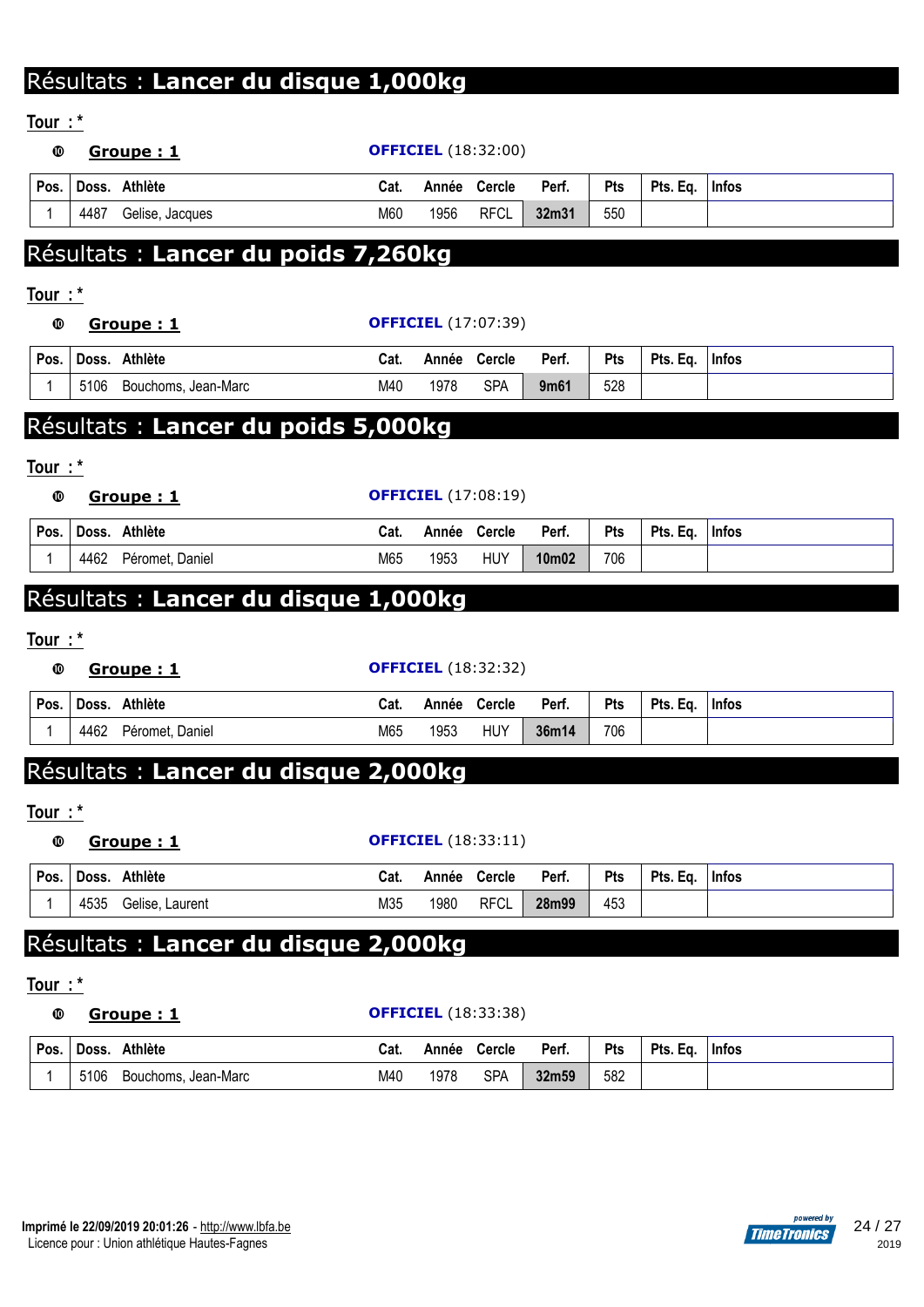# Résultats : **Lancer du disque 1,000kg**

**Tour : ***

**Groupe : 1** — **OFFICIEL** (18:32:00)

| Pos. | Doss. | Athlète | Cat. | Année | Cercle | Perf. | Pts | Pts. Eq. | Infos |
|---|---|---|---|---|---|---|---|---|---|
| 1 | 4487 | Gelise, Jacques | M60 | 1956 | RFCL | **32m31** | 550 | | |

# Résultats : **Lancer du poids 7,260kg**

**Tour : ***

**Groupe : 1** — **OFFICIEL** (17:07:39)

| Pos. | Doss. | Athlète | Cat. | Année | Cercle | Perf. | Pts | Pts. Eq. | Infos |
|---|---|---|---|---|---|---|---|---|---|
| 1 | 5106 | Bouchoms, Jean-Marc | M40 | 1978 | SPA | **9m61** | 528 | | |

# Résultats : **Lancer du poids 5,000kg**

**Tour : ***

**Groupe : 1** — **OFFICIEL** (17:08:19)

| Pos. | Doss. | Athlète | Cat. | Année | Cercle | Perf. | Pts | Pts. Eq. | Infos |
|---|---|---|---|---|---|---|---|---|---|
| 1 | 4462 | Péromet, Daniel | M65 | 1953 | HUY | **10m02** | 706 | | |

# Résultats : **Lancer du disque 1,000kg**

**Tour : ***

**Groupe : 1** — **OFFICIEL** (18:32:32)

| Pos. | Doss. | Athlète | Cat. | Année | Cercle | Perf. | Pts | Pts. Eq. | Infos |
|---|---|---|---|---|---|---|---|---|---|
| 1 | 4462 | Péromet, Daniel | M65 | 1953 | HUY | **36m14** | 706 | | |

# Résultats : **Lancer du disque 2,000kg**

**Tour : ***

**Groupe : 1** — **OFFICIEL** (18:33:11)

| Pos. | Doss. | Athlète | Cat. | Année | Cercle | Perf. | Pts | Pts. Eq. | Infos |
|---|---|---|---|---|---|---|---|---|---|
| 1 | 4535 | Gelise, Laurent | M35 | 1980 | RFCL | **28m99** | 453 | | |

# Résultats : **Lancer du disque 2,000kg**

**Tour : ***

**Groupe : 1** — **OFFICIEL** (18:33:38)

| Pos. | Doss. | Athlète | Cat. | Année | Cercle | Perf. | Pts | Pts. Eq. | Infos |
|---|---|---|---|---|---|---|---|---|---|
| 1 | 5106 | Bouchoms, Jean-Marc | M40 | 1978 | SPA | **32m59** | 582 | | |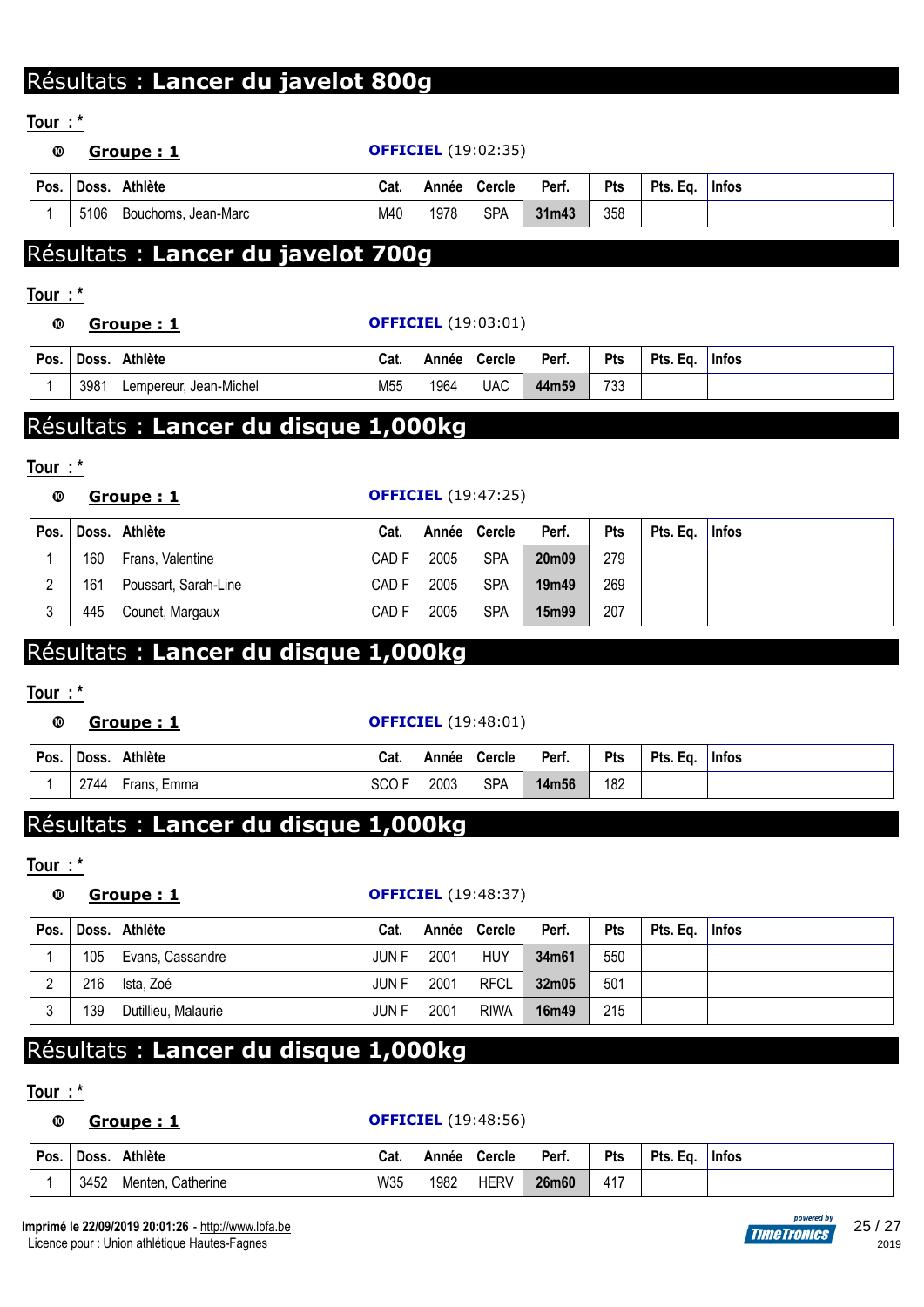# Résultats : **Lancer du javelot 800g**

**Tour : ***

⑩ **Groupe : 1** **OFFICIEL** (19:02:35)

| Pos. | Doss. | Athlète | Cat. | Année | Cercle | Perf. | Pts | Pts. Eq. | Infos |
|---|---|---|---|---|---|---|---|---|---|
| 1 | 5106 | Bouchoms, Jean-Marc | M40 | 1978 | SPA | **31m43** | 358 | | |

# Résultats : **Lancer du javelot 700g**

**Tour : ***

⑩ **Groupe : 1** **OFFICIEL** (19:03:01)

| Pos. | Doss. | Athlète | Cat. | Année | Cercle | Perf. | Pts | Pts. Eq. | Infos |
|---|---|---|---|---|---|---|---|---|---|
| 1 | 3981 | Lempereur, Jean-Michel | M55 | 1964 | UAC | **44m59** | 733 | | |

# Résultats : **Lancer du disque 1,000kg**

**Tour : ***

⑩ **Groupe : 1** **OFFICIEL** (19:47:25)

| Pos. | Doss. | Athlète | Cat. | Année | Cercle | Perf. | Pts | Pts. Eq. | Infos |
|---|---|---|---|---|---|---|---|---|---|
| 1 | 160 | Frans, Valentine | CAD F | 2005 | SPA | **20m09** | 279 | | |
| 2 | 161 | Poussart, Sarah-Line | CAD F | 2005 | SPA | **19m49** | 269 | | |
| 3 | 445 | Counet, Margaux | CAD F | 2005 | SPA | **15m99** | 207 | | |

# Résultats : **Lancer du disque 1,000kg**

**Tour : ***

⑩ **Groupe : 1** **OFFICIEL** (19:48:01)

| Pos. | Doss. | Athlète | Cat. | Année | Cercle | Perf. | Pts | Pts. Eq. | Infos |
|---|---|---|---|---|---|---|---|---|---|
| 1 | 2744 | Frans, Emma | SCO F | 2003 | SPA | **14m56** | 182 | | |

# Résultats : **Lancer du disque 1,000kg**

**Tour : ***

⑩ **Groupe : 1** **OFFICIEL** (19:48:37)

| Pos. | Doss. | Athlète | Cat. | Année | Cercle | Perf. | Pts | Pts. Eq. | Infos |
|---|---|---|---|---|---|---|---|---|---|
| 1 | 105 | Evans, Cassandre | JUN F | 2001 | HUY | **34m61** | 550 | | |
| 2 | 216 | Ista, Zoé | JUN F | 2001 | RFCL | **32m05** | 501 | | |
| 3 | 139 | Dutillieu, Malaurie | JUN F | 2001 | RIWA | **16m49** | 215 | | |

# Résultats : **Lancer du disque 1,000kg**

**Tour : ***

⑩ **Groupe : 1** **OFFICIEL** (19:48:56)

| Pos. | Doss. | Athlète | Cat. | Année | Cercle | Perf. | Pts | Pts. Eq. | Infos |
|---|---|---|---|---|---|---|---|---|---|
| 1 | 3452 | Menten, Catherine | W35 | 1982 | HERV | **26m60** | 417 | | |

**Imprimé le 22/09/2019 20:01:26** - http://www.lbfa.be
Licence pour : Union athlétique Hautes-Fagnes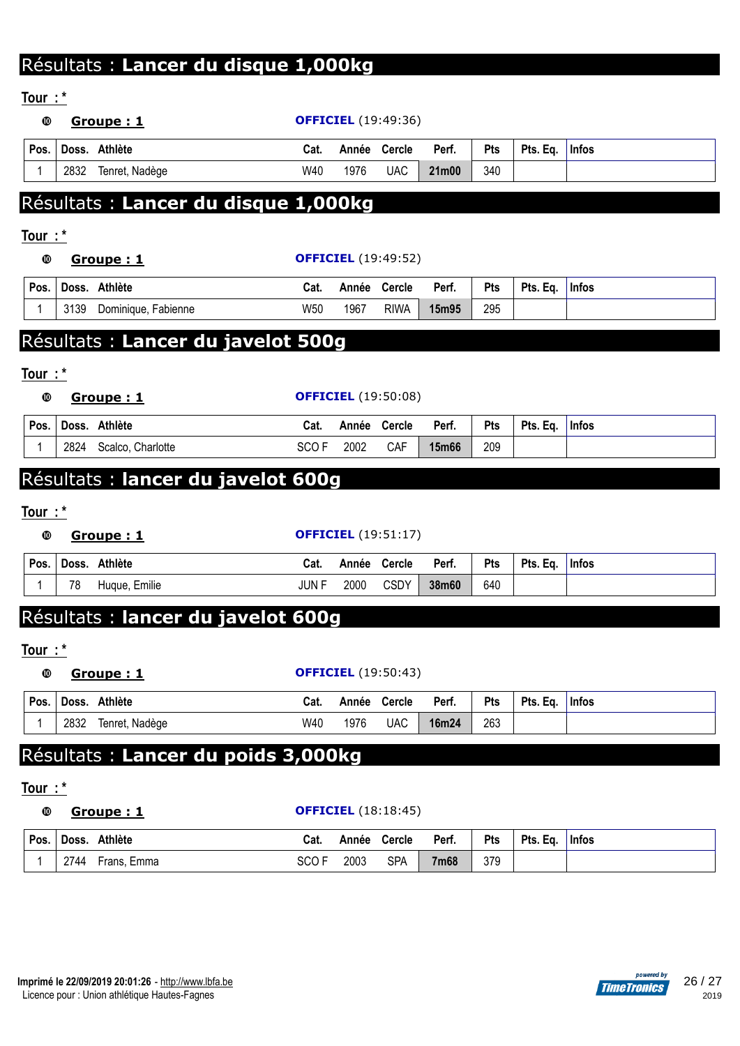# Résultats : **Lancer du disque 1,000kg**

**Tour : ***

⑩ **Groupe : 1** **OFFICIEL** (19:49:36)

| Pos. | Doss. | Athlète | Cat. | Année | Cercle | Perf. | Pts | Pts. Eq. | Infos |
|---|---|---|---|---|---|---|---|---|---|
| 1 | 2832 | Tenret, Nadège | W40 | 1976 | UAC | **21m00** | 340 | | |

# Résultats : **Lancer du disque 1,000kg**

**Tour : ***

⑩ **Groupe : 1** **OFFICIEL** (19:49:52)

| Pos. | Doss. | Athlète | Cat. | Année | Cercle | Perf. | Pts | Pts. Eq. | Infos |
|---|---|---|---|---|---|---|---|---|---|
| 1 | 3139 | Dominique, Fabienne | W50 | 1967 | RIWA | **15m95** | 295 | | |

# Résultats : **Lancer du javelot 500g**

**Tour : ***

⑩ **Groupe : 1** **OFFICIEL** (19:50:08)

| Pos. | Doss. | Athlète | Cat. | Année | Cercle | Perf. | Pts | Pts. Eq. | Infos |
|---|---|---|---|---|---|---|---|---|---|
| 1 | 2824 | Scalco, Charlotte | SCO F | 2002 | CAF | **15m66** | 209 | | |

# Résultats : **lancer du javelot 600g**

**Tour : ***

⑩ **Groupe : 1** **OFFICIEL** (19:51:17)

| Pos. | Doss. | Athlète | Cat. | Année | Cercle | Perf. | Pts | Pts. Eq. | Infos |
|---|---|---|---|---|---|---|---|---|---|
| 1 | 78 | Huque, Emilie | JUN F | 2000 | CSDY | **38m60** | 640 | | |

# Résultats : **lancer du javelot 600g**

**Tour : ***

⑩ **Groupe : 1** **OFFICIEL** (19:50:43)

| Pos. | Doss. | Athlète | Cat. | Année | Cercle | Perf. | Pts | Pts. Eq. | Infos |
|---|---|---|---|---|---|---|---|---|---|
| 1 | 2832 | Tenret, Nadège | W40 | 1976 | UAC | **16m24** | 263 | | |

# Résultats : **Lancer du poids 3,000kg**

**Tour : ***

⑩ **Groupe : 1** **OFFICIEL** (18:18:45)

| Pos. | Doss. | Athlète | Cat. | Année | Cercle | Perf. | Pts | Pts. Eq. | Infos |
|---|---|---|---|---|---|---|---|---|---|
| 1 | 2744 | Frans, Emma | SCO F | 2003 | SPA | **7m68** | 379 | | |

**Imprimé le 22/09/2019 20:01:26** - http://www.lbfa.be
Licence pour : Union athlétique Hautes-Fagnes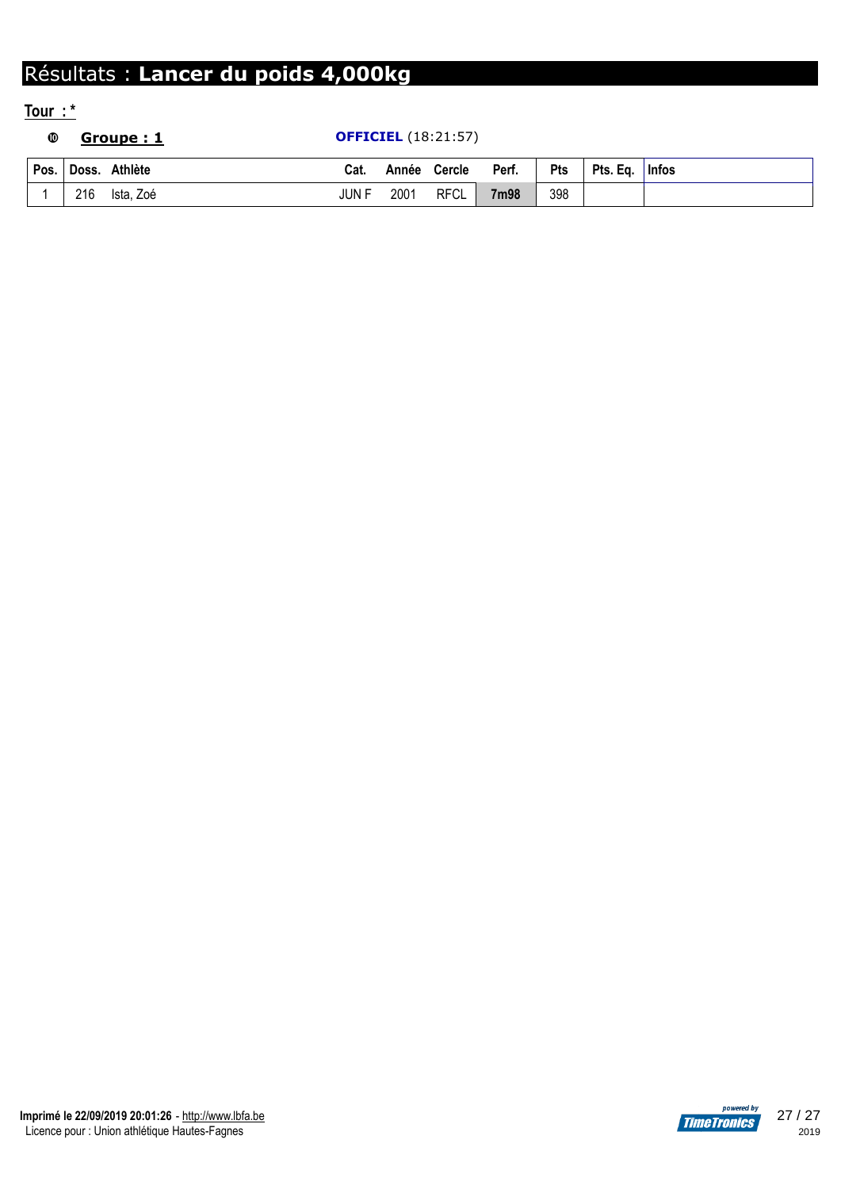# Résultats : **Lancer du poids 4,000kg**

**Tour : ***

⑩ **Groupe : 1** **OFFICIEL** (18:21:57)

| Pos. | Doss. | Athlète | Cat. | Année | Cercle | Perf. | Pts | Pts. Eq. | Infos |
|---|---|---|---|---|---|---|---|---|---|
| 1 | 216 | Ista, Zoé | JUN F | 2001 | RFCL | **7m98** | 398 | | |

**Imprimé le 22/09/2019 20:01:26** - http://www.lbfa.be
Licence pour : Union athlétique Hautes-Fagnes